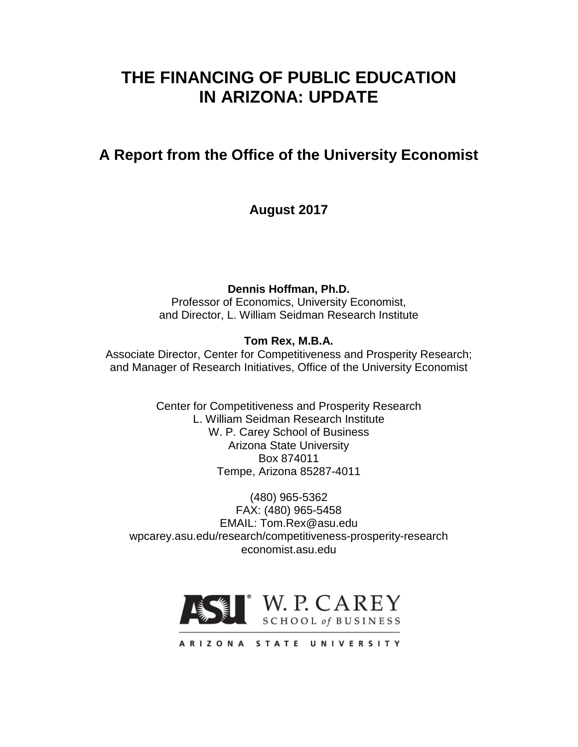# THE FINANCING OF PUBLIC EDUCATION IN ARIZONA: UPDATE

## A Report from the Office of the University Economist

**August 2017**

**Dennis Hoffman, Ph.D.**
Professor of Economics, University Economist,
and Director, L. William Seidman Research Institute

**Tom Rex, M.B.A.**
Associate Director, Center for Competitiveness and Prosperity Research;
and Manager of Research Initiatives, Office of the University Economist

Center for Competitiveness and Prosperity Research
L. William Seidman Research Institute
W. P. Carey School of Business
Arizona State University
Box 874011
Tempe, Arizona 85287-4011

(480) 965-5362
FAX: (480) 965-5458
EMAIL: Tom.Rex@asu.edu
wpcarey.asu.edu/research/competitiveness-prosperity-research
economist.asu.edu

ASU W. P. CAREY SCHOOL of BUSINESS
ARIZONA STATE UNIVERSITY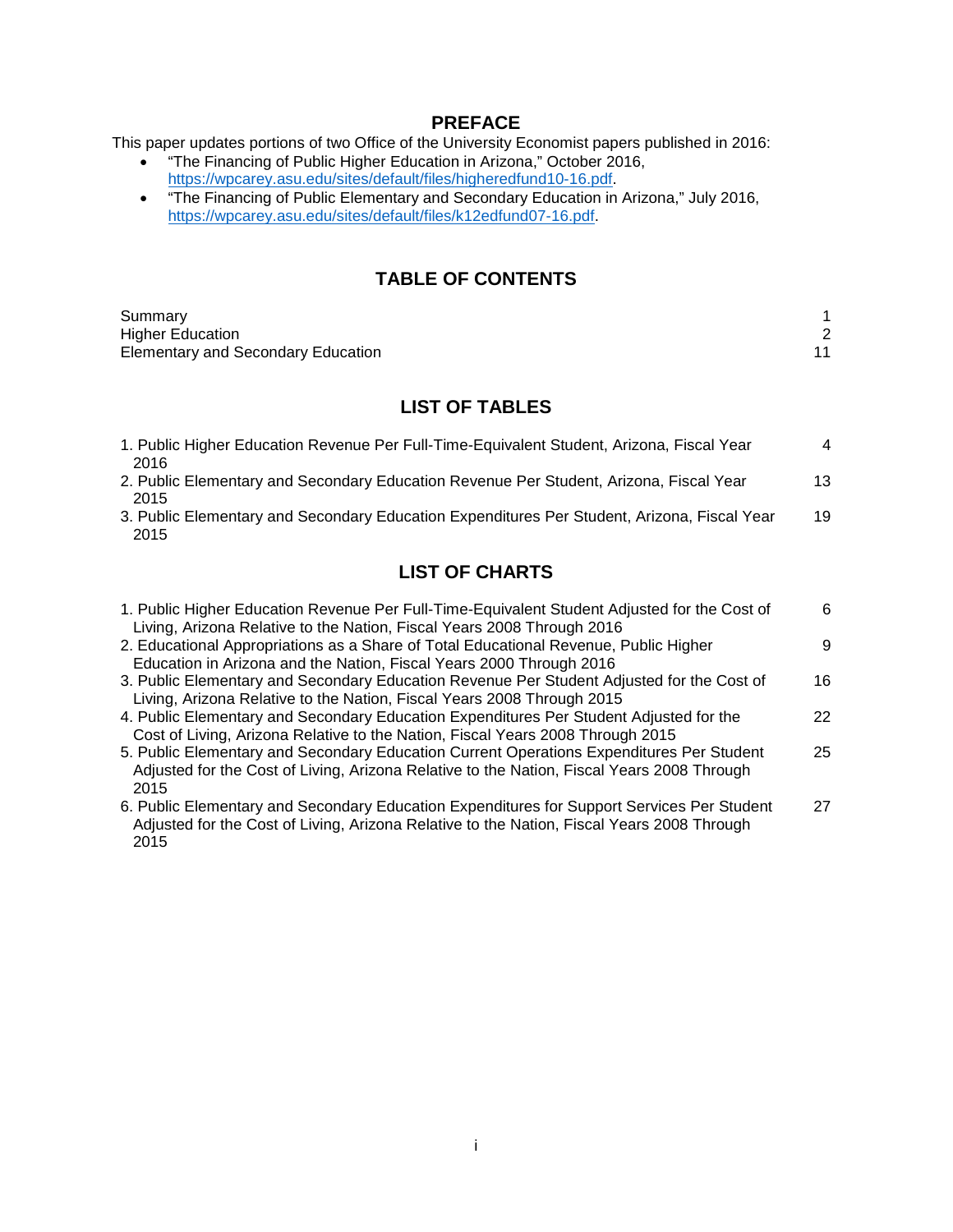## PREFACE

This paper updates portions of two Office of the University Economist papers published in 2016:

- "The Financing of Public Higher Education in Arizona," October 2016, https://wpcarey.asu.edu/sites/default/files/higheredfund10-16.pdf.
- "The Financing of Public Elementary and Secondary Education in Arizona," July 2016, https://wpcarey.asu.edu/sites/default/files/k12edfund07-16.pdf.

## TABLE OF CONTENTS

| | |
|---|---|
| Summary | 1 |
| Higher Education | 2 |
| Elementary and Secondary Education | 11 |

## LIST OF TABLES

| | |
|---|---|
| 1. Public Higher Education Revenue Per Full-Time-Equivalent Student, Arizona, Fiscal Year 2016 | 4 |
| 2. Public Elementary and Secondary Education Revenue Per Student, Arizona, Fiscal Year 2015 | 13 |
| 3. Public Elementary and Secondary Education Expenditures Per Student, Arizona, Fiscal Year 2015 | 19 |

## LIST OF CHARTS

| | |
|---|---|
| 1. Public Higher Education Revenue Per Full-Time-Equivalent Student Adjusted for the Cost of Living, Arizona Relative to the Nation, Fiscal Years 2008 Through 2016 | 6 |
| 2. Educational Appropriations as a Share of Total Educational Revenue, Public Higher Education in Arizona and the Nation, Fiscal Years 2000 Through 2016 | 9 |
| 3. Public Elementary and Secondary Education Revenue Per Student Adjusted for the Cost of Living, Arizona Relative to the Nation, Fiscal Years 2008 Through 2015 | 16 |
| 4. Public Elementary and Secondary Education Expenditures Per Student Adjusted for the Cost of Living, Arizona Relative to the Nation, Fiscal Years 2008 Through 2015 | 22 |
| 5. Public Elementary and Secondary Education Current Operations Expenditures Per Student Adjusted for the Cost of Living, Arizona Relative to the Nation, Fiscal Years 2008 Through 2015 | 25 |
| 6. Public Elementary and Secondary Education Expenditures for Support Services Per Student Adjusted for the Cost of Living, Arizona Relative to the Nation, Fiscal Years 2008 Through 2015 | 27 |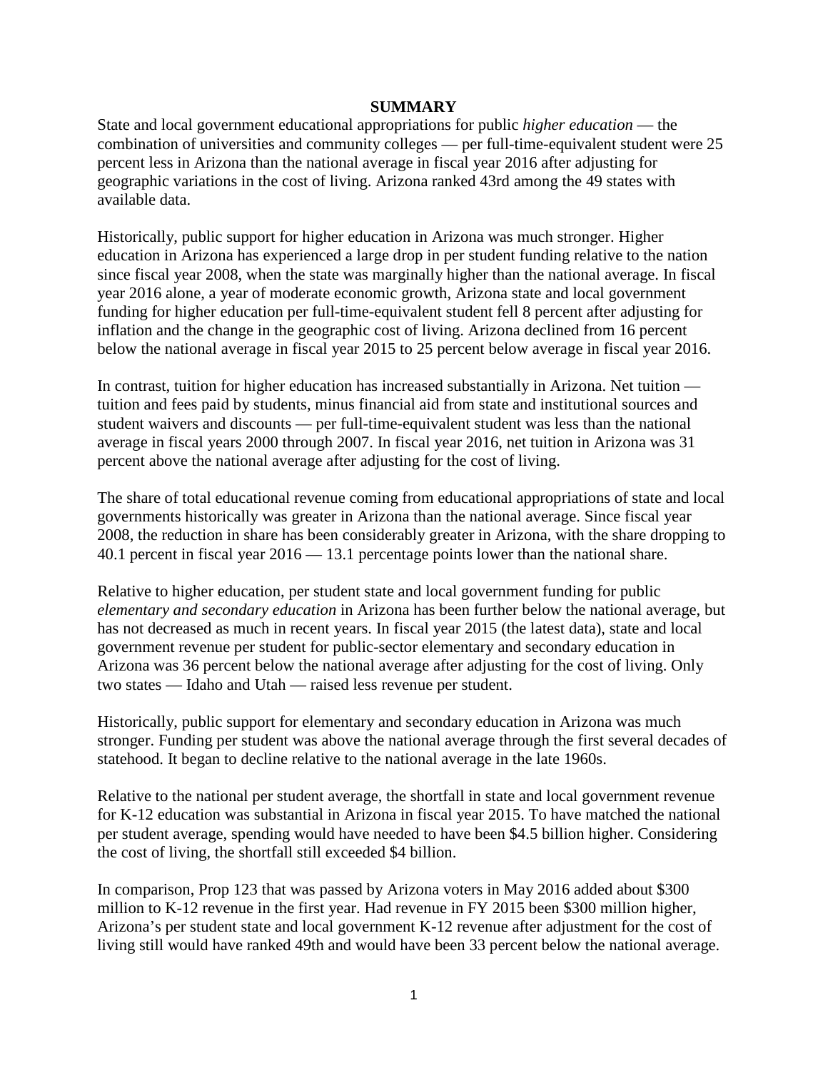## SUMMARY

State and local government educational appropriations for public *higher education* — the combination of universities and community colleges — per full-time-equivalent student were 25 percent less in Arizona than the national average in fiscal year 2016 after adjusting for geographic variations in the cost of living. Arizona ranked 43rd among the 49 states with available data.

Historically, public support for higher education in Arizona was much stronger. Higher education in Arizona has experienced a large drop in per student funding relative to the nation since fiscal year 2008, when the state was marginally higher than the national average. In fiscal year 2016 alone, a year of moderate economic growth, Arizona state and local government funding for higher education per full-time-equivalent student fell 8 percent after adjusting for inflation and the change in the geographic cost of living. Arizona declined from 16 percent below the national average in fiscal year 2015 to 25 percent below average in fiscal year 2016.

In contrast, tuition for higher education has increased substantially in Arizona. Net tuition — tuition and fees paid by students, minus financial aid from state and institutional sources and student waivers and discounts — per full-time-equivalent student was less than the national average in fiscal years 2000 through 2007. In fiscal year 2016, net tuition in Arizona was 31 percent above the national average after adjusting for the cost of living.

The share of total educational revenue coming from educational appropriations of state and local governments historically was greater in Arizona than the national average. Since fiscal year 2008, the reduction in share has been considerably greater in Arizona, with the share dropping to 40.1 percent in fiscal year 2016 — 13.1 percentage points lower than the national share.

Relative to higher education, per student state and local government funding for public *elementary and secondary education* in Arizona has been further below the national average, but has not decreased as much in recent years. In fiscal year 2015 (the latest data), state and local government revenue per student for public-sector elementary and secondary education in Arizona was 36 percent below the national average after adjusting for the cost of living. Only two states — Idaho and Utah — raised less revenue per student.

Historically, public support for elementary and secondary education in Arizona was much stronger. Funding per student was above the national average through the first several decades of statehood. It began to decline relative to the national average in the late 1960s.

Relative to the national per student average, the shortfall in state and local government revenue for K-12 education was substantial in Arizona in fiscal year 2015. To have matched the national per student average, spending would have needed to have been $4.5 billion higher. Considering the cost of living, the shortfall still exceeded $4 billion.

In comparison, Prop 123 that was passed by Arizona voters in May 2016 added about $300 million to K-12 revenue in the first year. Had revenue in FY 2015 been $300 million higher, Arizona's per student state and local government K-12 revenue after adjustment for the cost of living still would have ranked 49th and would have been 33 percent below the national average.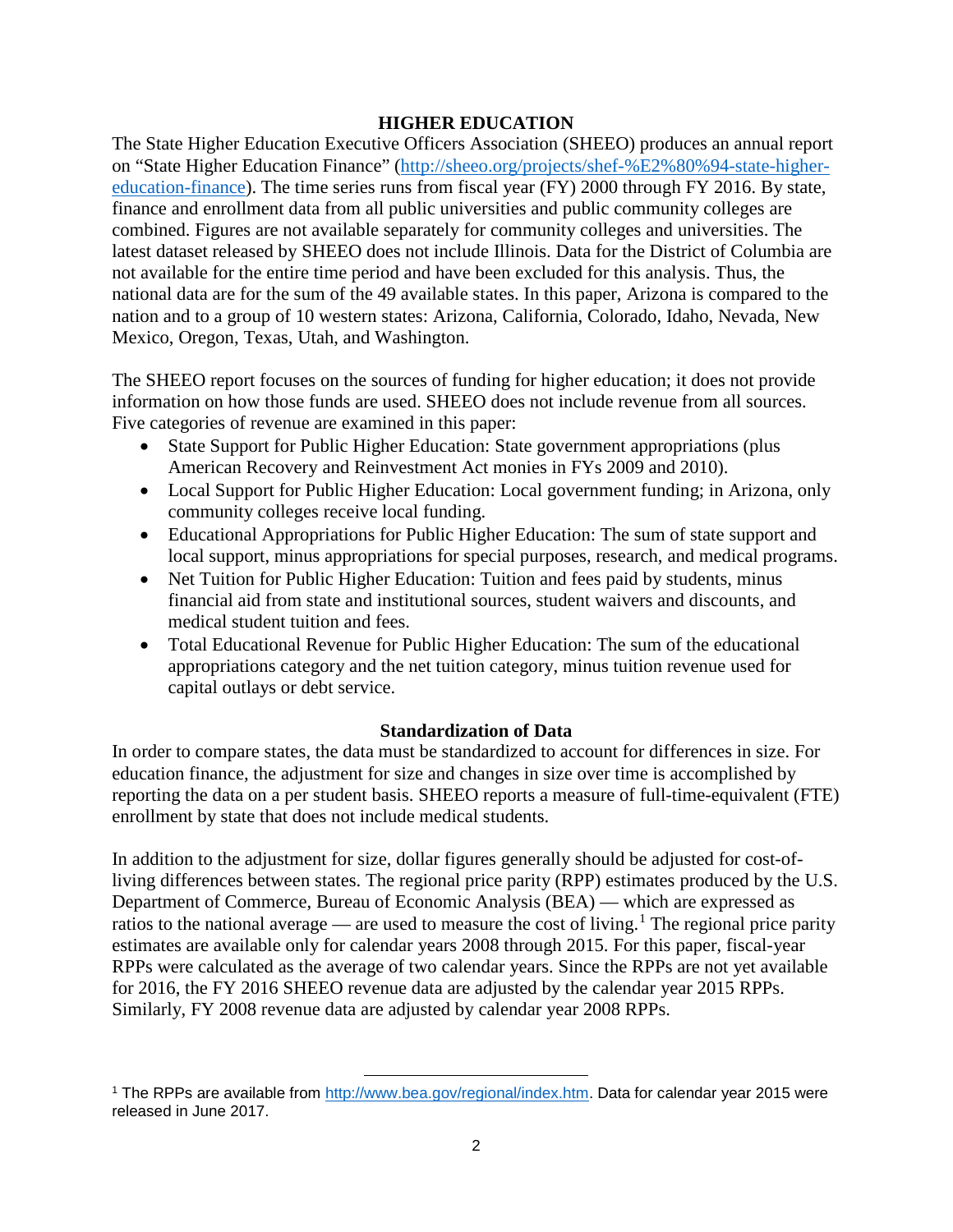## HIGHER EDUCATION

The State Higher Education Executive Officers Association (SHEEO) produces an annual report on "State Higher Education Finance" (http://sheeo.org/projects/shef-%E2%80%94-state-higher-education-finance). The time series runs from fiscal year (FY) 2000 through FY 2016. By state, finance and enrollment data from all public universities and public community colleges are combined. Figures are not available separately for community colleges and universities. The latest dataset released by SHEEO does not include Illinois. Data for the District of Columbia are not available for the entire time period and have been excluded for this analysis. Thus, the national data are for the sum of the 49 available states. In this paper, Arizona is compared to the nation and to a group of 10 western states: Arizona, California, Colorado, Idaho, Nevada, New Mexico, Oregon, Texas, Utah, and Washington.

The SHEEO report focuses on the sources of funding for higher education; it does not provide information on how those funds are used. SHEEO does not include revenue from all sources. Five categories of revenue are examined in this paper:

- State Support for Public Higher Education: State government appropriations (plus American Recovery and Reinvestment Act monies in FYs 2009 and 2010).
- Local Support for Public Higher Education: Local government funding; in Arizona, only community colleges receive local funding.
- Educational Appropriations for Public Higher Education: The sum of state support and local support, minus appropriations for special purposes, research, and medical programs.
- Net Tuition for Public Higher Education: Tuition and fees paid by students, minus financial aid from state and institutional sources, student waivers and discounts, and medical student tuition and fees.
- Total Educational Revenue for Public Higher Education: The sum of the educational appropriations category and the net tuition category, minus tuition revenue used for capital outlays or debt service.

### Standardization of Data

In order to compare states, the data must be standardized to account for differences in size. For education finance, the adjustment for size and changes in size over time is accomplished by reporting the data on a per student basis. SHEEO reports a measure of full-time-equivalent (FTE) enrollment by state that does not include medical students.

In addition to the adjustment for size, dollar figures generally should be adjusted for cost-of-living differences between states. The regional price parity (RPP) estimates produced by the U.S. Department of Commerce, Bureau of Economic Analysis (BEA) — which are expressed as ratios to the national average — are used to measure the cost of living.[1] The regional price parity estimates are available only for calendar years 2008 through 2015. For this paper, fiscal-year RPPs were calculated as the average of two calendar years. Since the RPPs are not yet available for 2016, the FY 2016 SHEEO revenue data are adjusted by the calendar year 2015 RPPs. Similarly, FY 2008 revenue data are adjusted by calendar year 2008 RPPs.

---

[1] The RPPs are available from http://www.bea.gov/regional/index.htm. Data for calendar year 2015 were released in June 2017.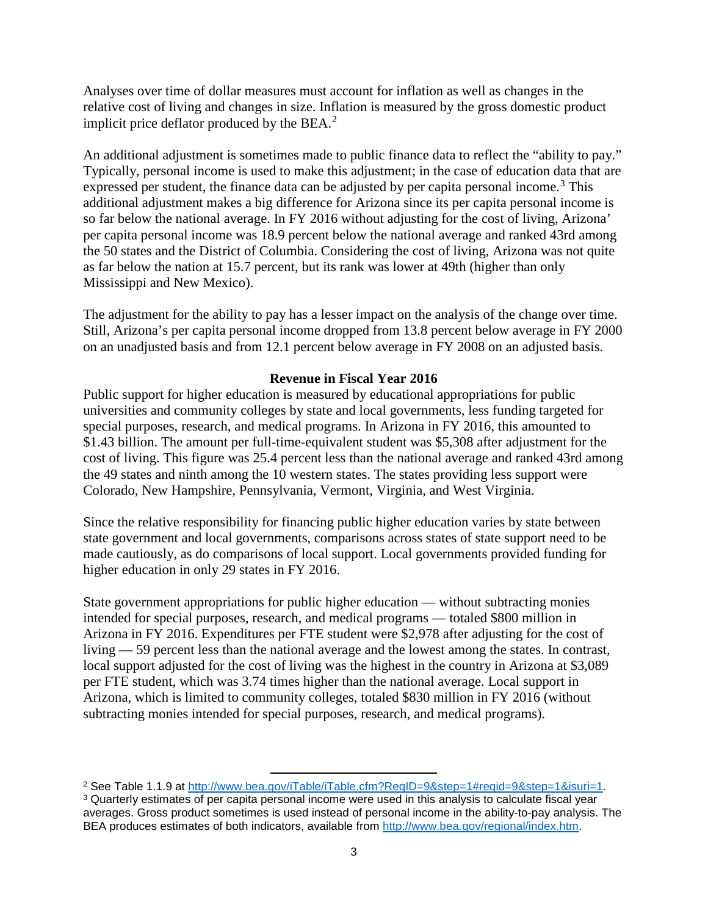Analyses over time of dollar measures must account for inflation as well as changes in the relative cost of living and changes in size. Inflation is measured by the gross domestic product implicit price deflator produced by the BEA.[2]

An additional adjustment is sometimes made to public finance data to reflect the "ability to pay." Typically, personal income is used to make this adjustment; in the case of education data that are expressed per student, the finance data can be adjusted by per capita personal income.[3] This additional adjustment makes a big difference for Arizona since its per capita personal income is so far below the national average. In FY 2016 without adjusting for the cost of living, Arizona' per capita personal income was 18.9 percent below the national average and ranked 43rd among the 50 states and the District of Columbia. Considering the cost of living, Arizona was not quite as far below the nation at 15.7 percent, but its rank was lower at 49th (higher than only Mississippi and New Mexico).

The adjustment for the ability to pay has a lesser impact on the analysis of the change over time. Still, Arizona's per capita personal income dropped from 13.8 percent below average in FY 2000 on an unadjusted basis and from 12.1 percent below average in FY 2008 on an adjusted basis.

## Revenue in Fiscal Year 2016

Public support for higher education is measured by educational appropriations for public universities and community colleges by state and local governments, less funding targeted for special purposes, research, and medical programs. In Arizona in FY 2016, this amounted to $1.43 billion. The amount per full-time-equivalent student was $5,308 after adjustment for the cost of living. This figure was 25.4 percent less than the national average and ranked 43rd among the 49 states and ninth among the 10 western states. The states providing less support were Colorado, New Hampshire, Pennsylvania, Vermont, Virginia, and West Virginia.

Since the relative responsibility for financing public higher education varies by state between state government and local governments, comparisons across states of state support need to be made cautiously, as do comparisons of local support. Local governments provided funding for higher education in only 29 states in FY 2016.

State government appropriations for public higher education — without subtracting monies intended for special purposes, research, and medical programs — totaled $800 million in Arizona in FY 2016. Expenditures per FTE student were $2,978 after adjusting for the cost of living — 59 percent less than the national average and the lowest among the states. In contrast, local support adjusted for the cost of living was the highest in the country in Arizona at $3,089 per FTE student, which was 3.74 times higher than the national average. Local support in Arizona, which is limited to community colleges, totaled $830 million in FY 2016 (without subtracting monies intended for special purposes, research, and medical programs).

---

[2] See Table 1.1.9 at http://www.bea.gov/iTable/iTable.cfm?ReqID=9&step=1#reqid=9&step=1&isuri=1.

[3] Quarterly estimates of per capita personal income were used in this analysis to calculate fiscal year averages. Gross product sometimes is used instead of personal income in the ability-to-pay analysis. The BEA produces estimates of both indicators, available from http://www.bea.gov/regional/index.htm.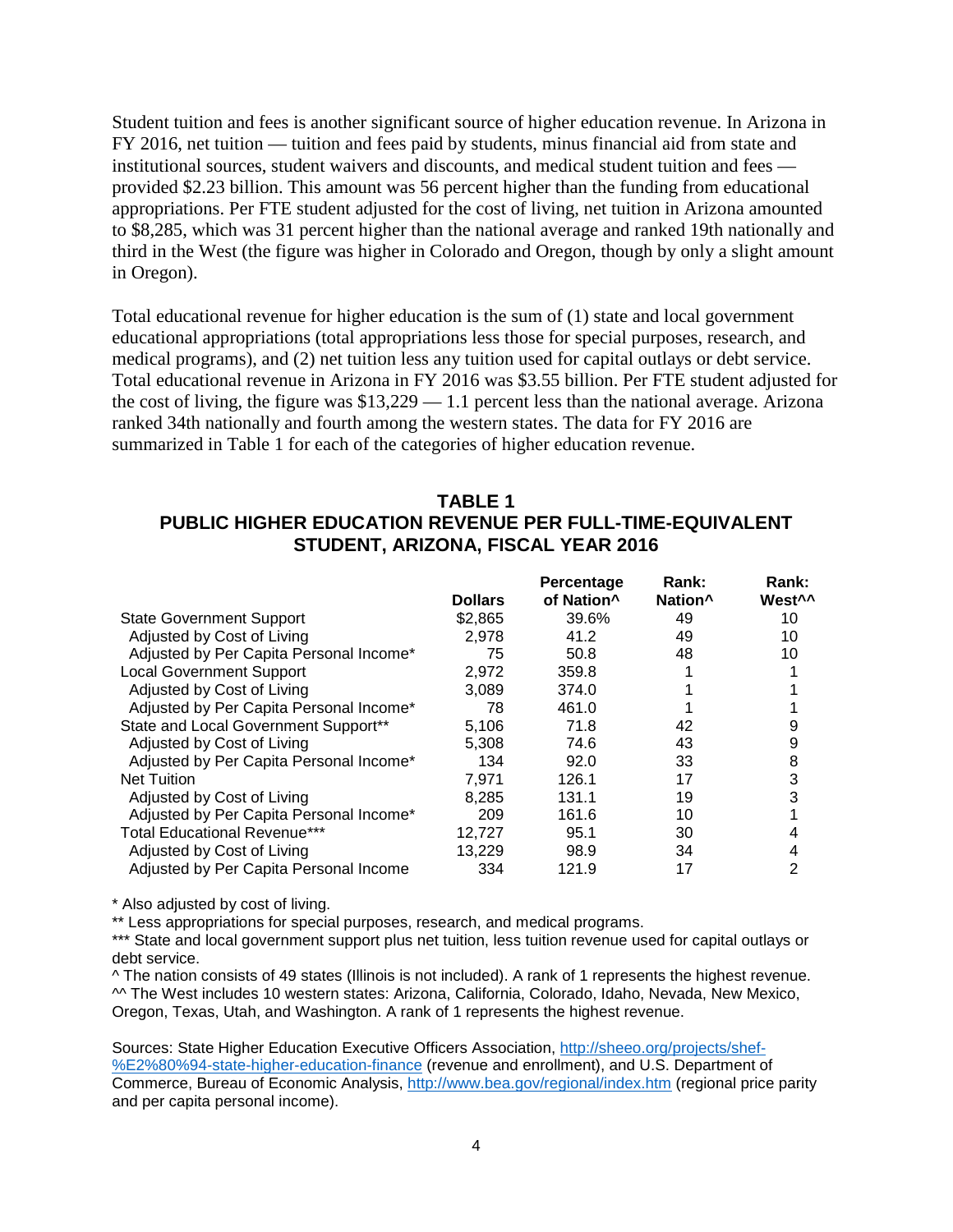Student tuition and fees is another significant source of higher education revenue. In Arizona in FY 2016, net tuition — tuition and fees paid by students, minus financial aid from state and institutional sources, student waivers and discounts, and medical student tuition and fees — provided $2.23 billion. This amount was 56 percent higher than the funding from educational appropriations. Per FTE student adjusted for the cost of living, net tuition in Arizona amounted to $8,285, which was 31 percent higher than the national average and ranked 19th nationally and third in the West (the figure was higher in Colorado and Oregon, though by only a slight amount in Oregon).

Total educational revenue for higher education is the sum of (1) state and local government educational appropriations (total appropriations less those for special purposes, research, and medical programs), and (2) net tuition less any tuition used for capital outlays or debt service. Total educational revenue in Arizona in FY 2016 was $3.55 billion. Per FTE student adjusted for the cost of living, the figure was $13,229 — 1.1 percent less than the national average. Arizona ranked 34th nationally and fourth among the western states. The data for FY 2016 are summarized in Table 1 for each of the categories of higher education revenue.

## TABLE 1
## PUBLIC HIGHER EDUCATION REVENUE PER FULL-TIME-EQUIVALENT STUDENT, ARIZONA, FISCAL YEAR 2016

| | Dollars | Percentage of Nation^ | Rank: Nation^ | Rank: West^^ |
|---|---|---|---|---|
| State Government Support | $2,865 | 39.6% | 49 | 10 |
| Adjusted by Cost of Living | 2,978 | 41.2 | 49 | 10 |
| Adjusted by Per Capita Personal Income* | 75 | 50.8 | 48 | 10 |
| Local Government Support | 2,972 | 359.8 | 1 | 1 |
| Adjusted by Cost of Living | 3,089 | 374.0 | 1 | 1 |
| Adjusted by Per Capita Personal Income* | 78 | 461.0 | 1 | 1 |
| State and Local Government Support** | 5,106 | 71.8 | 42 | 9 |
| Adjusted by Cost of Living | 5,308 | 74.6 | 43 | 9 |
| Adjusted by Per Capita Personal Income* | 134 | 92.0 | 33 | 8 |
| Net Tuition | 7,971 | 126.1 | 17 | 3 |
| Adjusted by Cost of Living | 8,285 | 131.1 | 19 | 3 |
| Adjusted by Per Capita Personal Income* | 209 | 161.6 | 10 | 1 |
| Total Educational Revenue*** | 12,727 | 95.1 | 30 | 4 |
| Adjusted by Cost of Living | 13,229 | 98.9 | 34 | 4 |
| Adjusted by Per Capita Personal Income | 334 | 121.9 | 17 | 2 |

* Also adjusted by cost of living.

** Less appropriations for special purposes, research, and medical programs.

*** State and local government support plus net tuition, less tuition revenue used for capital outlays or debt service.

^ The nation consists of 49 states (Illinois is not included). A rank of 1 represents the highest revenue.

^^ The West includes 10 western states: Arizona, California, Colorado, Idaho, Nevada, New Mexico, Oregon, Texas, Utah, and Washington. A rank of 1 represents the highest revenue.

Sources: State Higher Education Executive Officers Association, http://sheeo.org/projects/shef-%E2%80%94-state-higher-education-finance (revenue and enrollment), and U.S. Department of Commerce, Bureau of Economic Analysis, http://www.bea.gov/regional/index.htm (regional price parity and per capita personal income).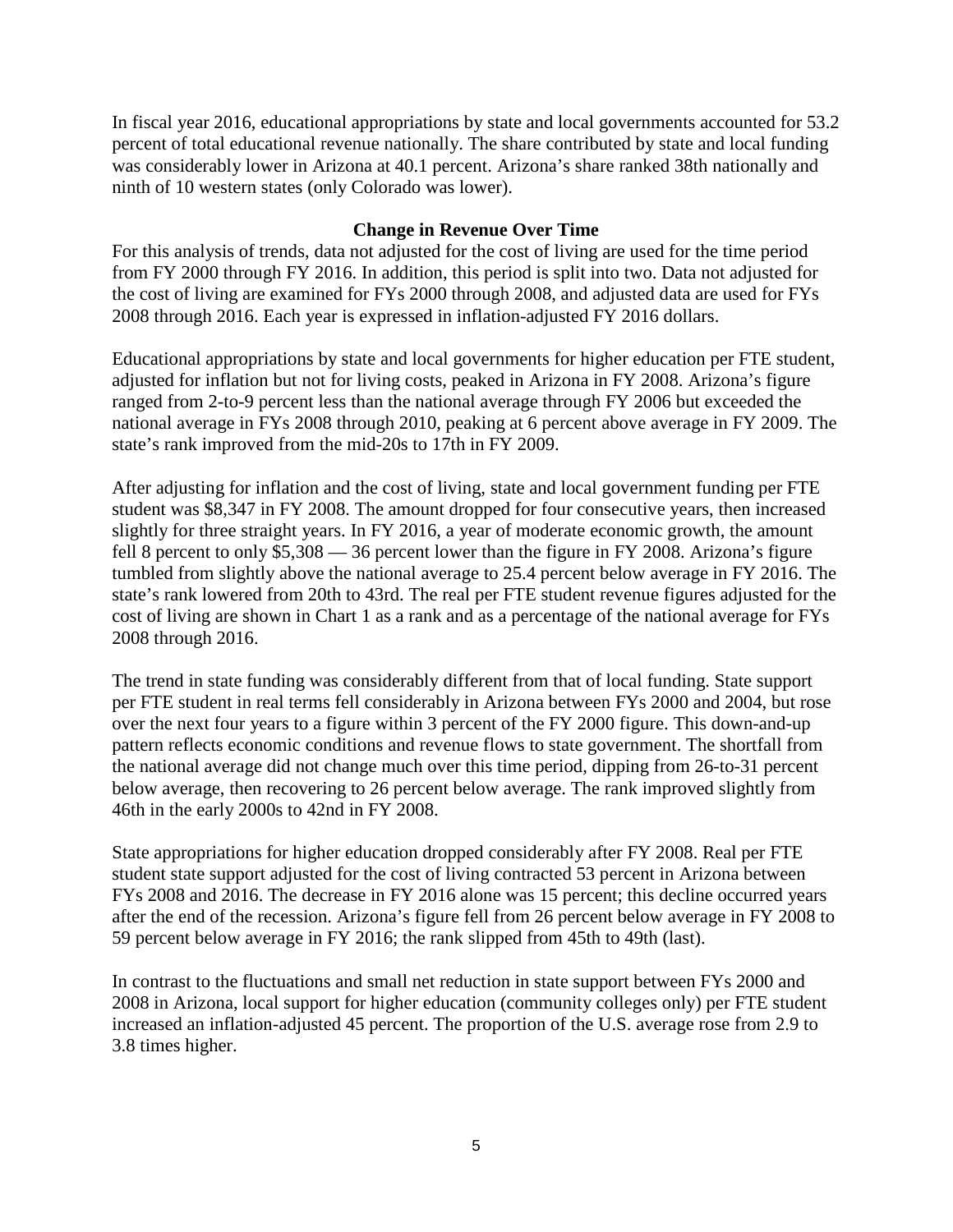In fiscal year 2016, educational appropriations by state and local governments accounted for 53.2 percent of total educational revenue nationally. The share contributed by state and local funding was considerably lower in Arizona at 40.1 percent. Arizona's share ranked 38th nationally and ninth of 10 western states (only Colorado was lower).

### Change in Revenue Over Time

For this analysis of trends, data not adjusted for the cost of living are used for the time period from FY 2000 through FY 2016. In addition, this period is split into two. Data not adjusted for the cost of living are examined for FYs 2000 through 2008, and adjusted data are used for FYs 2008 through 2016. Each year is expressed in inflation-adjusted FY 2016 dollars.

Educational appropriations by state and local governments for higher education per FTE student, adjusted for inflation but not for living costs, peaked in Arizona in FY 2008. Arizona's figure ranged from 2-to-9 percent less than the national average through FY 2006 but exceeded the national average in FYs 2008 through 2010, peaking at 6 percent above average in FY 2009. The state's rank improved from the mid-20s to 17th in FY 2009.

After adjusting for inflation and the cost of living, state and local government funding per FTE student was $8,347 in FY 2008. The amount dropped for four consecutive years, then increased slightly for three straight years. In FY 2016, a year of moderate economic growth, the amount fell 8 percent to only $5,308 — 36 percent lower than the figure in FY 2008. Arizona's figure tumbled from slightly above the national average to 25.4 percent below average in FY 2016. The state's rank lowered from 20th to 43rd. The real per FTE student revenue figures adjusted for the cost of living are shown in Chart 1 as a rank and as a percentage of the national average for FYs 2008 through 2016.

The trend in state funding was considerably different from that of local funding. State support per FTE student in real terms fell considerably in Arizona between FYs 2000 and 2004, but rose over the next four years to a figure within 3 percent of the FY 2000 figure. This down-and-up pattern reflects economic conditions and revenue flows to state government. The shortfall from the national average did not change much over this time period, dipping from 26-to-31 percent below average, then recovering to 26 percent below average. The rank improved slightly from 46th in the early 2000s to 42nd in FY 2008.

State appropriations for higher education dropped considerably after FY 2008. Real per FTE student state support adjusted for the cost of living contracted 53 percent in Arizona between FYs 2008 and 2016. The decrease in FY 2016 alone was 15 percent; this decline occurred years after the end of the recession. Arizona's figure fell from 26 percent below average in FY 2008 to 59 percent below average in FY 2016; the rank slipped from 45th to 49th (last).

In contrast to the fluctuations and small net reduction in state support between FYs 2000 and 2008 in Arizona, local support for higher education (community colleges only) per FTE student increased an inflation-adjusted 45 percent. The proportion of the U.S. average rose from 2.9 to 3.8 times higher.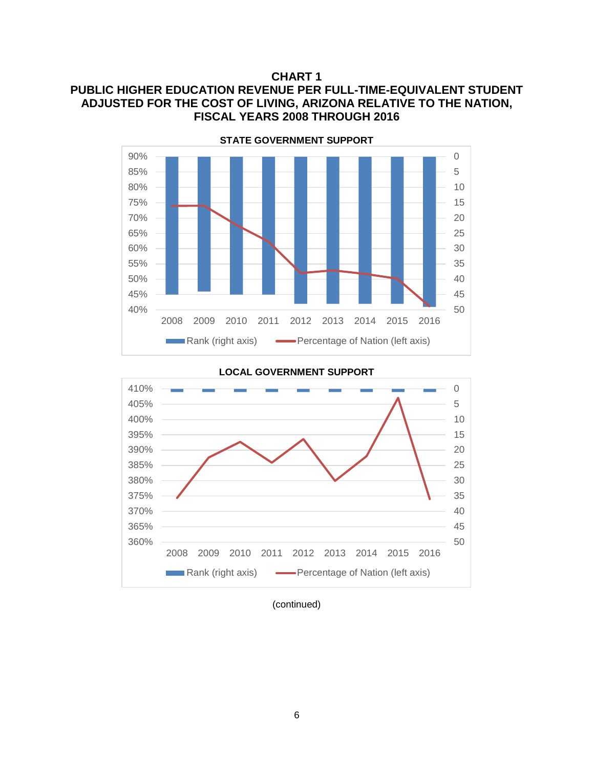**CHART 1**

**PUBLIC HIGHER EDUCATION REVENUE PER FULL-TIME-EQUIVALENT STUDENT ADJUSTED FOR THE COST OF LIVING, ARIZONA RELATIVE TO THE NATION, FISCAL YEARS 2008 THROUGH 2016**

**STATE GOVERNMENT SUPPORT**

Left axis: 90%, 85%, 80%, 75%, 70%, 65%, 60%, 55%, 50%, 45%, 40%

Right axis: 0, 5, 10, 15, 20, 25, 30, 35, 40, 45, 50

Years: 2008, 2009, 2010, 2011, 2012, 2013, 2014, 2015, 2016

Rank (right axis) — Percentage of Nation (left axis)

**LOCAL GOVERNMENT SUPPORT**

Left axis: 410%, 405%, 400%, 395%, 390%, 385%, 380%, 375%, 370%, 365%, 360%

Right axis: 0, 5, 10, 15, 20, 25, 30, 35, 40, 45, 50

Years: 2008, 2009, 2010, 2011, 2012, 2013, 2014, 2015, 2016

Rank (right axis) — Percentage of Nation (left axis)

(continued)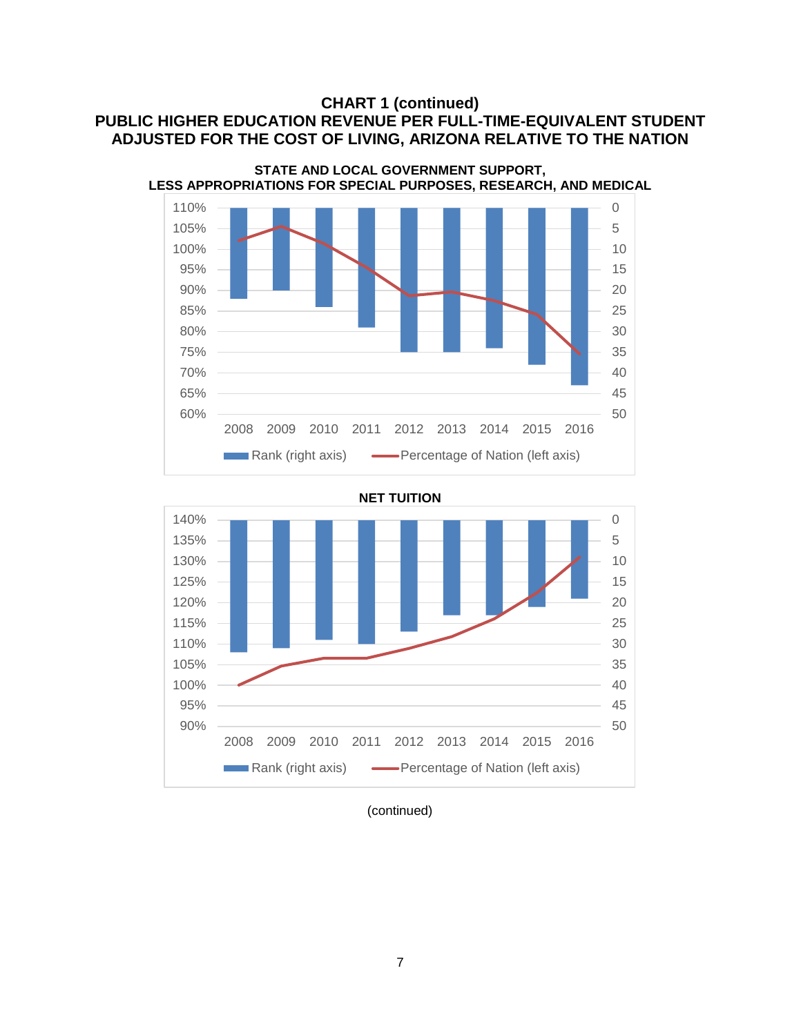# CHART 1 (continued)
## PUBLIC HIGHER EDUCATION REVENUE PER FULL-TIME-EQUIVALENT STUDENT ADJUSTED FOR THE COST OF LIVING, ARIZONA RELATIVE TO THE NATION

**STATE AND LOCAL GOVERNMENT SUPPORT, LESS APPROPRIATIONS FOR SPECIAL PURPOSES, RESEARCH, AND MEDICAL**

Left axis: 110%, 105%, 100%, 95%, 90%, 85%, 80%, 75%, 70%, 65%, 60%

Right axis: 0, 5, 10, 15, 20, 25, 30, 35, 40, 45, 50

Years: 2008, 2009, 2010, 2011, 2012, 2013, 2014, 2015, 2016

Rank (right axis) — Percentage of Nation (left axis)

**NET TUITION**

Left axis: 140%, 135%, 130%, 125%, 120%, 115%, 110%, 105%, 100%, 95%, 90%

Right axis: 0, 5, 10, 15, 20, 25, 30, 35, 40, 45, 50

Years: 2008, 2009, 2010, 2011, 2012, 2013, 2014, 2015, 2016

Rank (right axis) — Percentage of Nation (left axis)

(continued)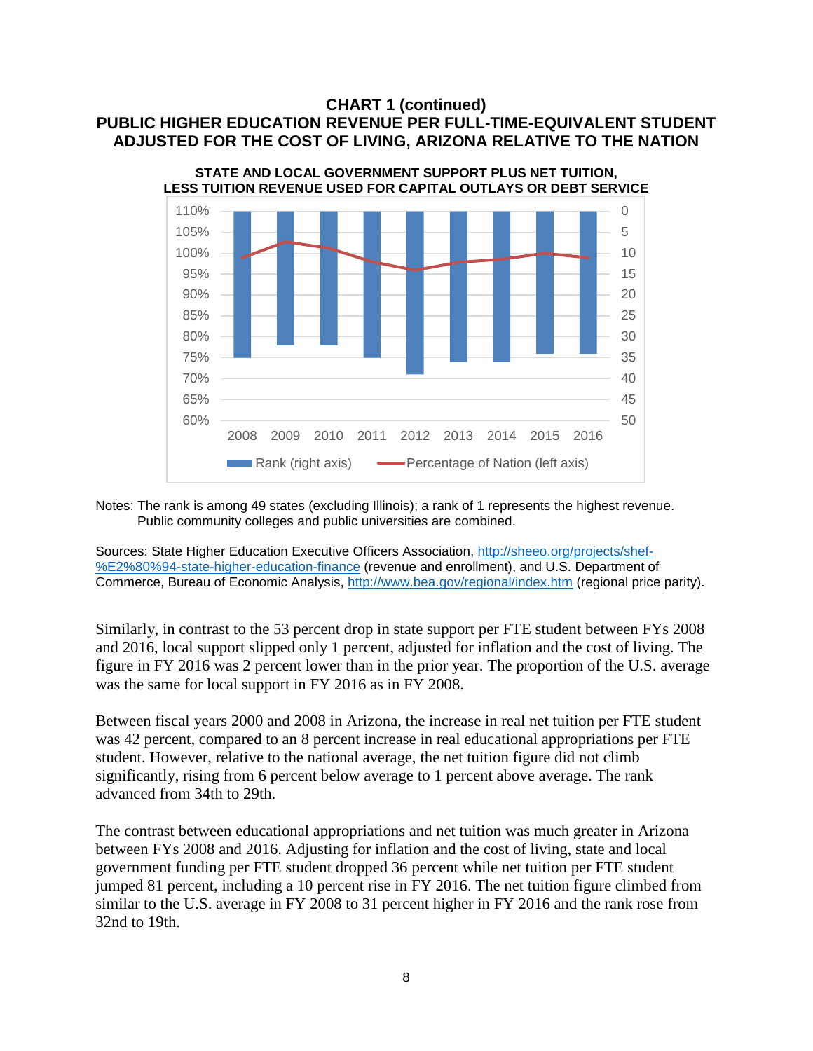## CHART 1 (continued)
## PUBLIC HIGHER EDUCATION REVENUE PER FULL-TIME-EQUIVALENT STUDENT ADJUSTED FOR THE COST OF LIVING, ARIZONA RELATIVE TO THE NATION

**STATE AND LOCAL GOVERNMENT SUPPORT PLUS NET TUITION, LESS TUITION REVENUE USED FOR CAPITAL OUTLAYS OR DEBT SERVICE**

Rank (right axis) — Percentage of Nation (left axis)

2008 2009 2010 2011 2012 2013 2014 2015 2016

Notes: The rank is among 49 states (excluding Illinois); a rank of 1 represents the highest revenue. Public community colleges and public universities are combined.

Sources: State Higher Education Executive Officers Association, http://sheeo.org/projects/shef-%E2%80%94-state-higher-education-finance (revenue and enrollment), and U.S. Department of Commerce, Bureau of Economic Analysis, http://www.bea.gov/regional/index.htm (regional price parity).

Similarly, in contrast to the 53 percent drop in state support per FTE student between FYs 2008 and 2016, local support slipped only 1 percent, adjusted for inflation and the cost of living. The figure in FY 2016 was 2 percent lower than in the prior year. The proportion of the U.S. average was the same for local support in FY 2016 as in FY 2008.

Between fiscal years 2000 and 2008 in Arizona, the increase in real net tuition per FTE student was 42 percent, compared to an 8 percent increase in real educational appropriations per FTE student. However, relative to the national average, the net tuition figure did not climb significantly, rising from 6 percent below average to 1 percent above average. The rank advanced from 34th to 29th.

The contrast between educational appropriations and net tuition was much greater in Arizona between FYs 2008 and 2016. Adjusting for inflation and the cost of living, state and local government funding per FTE student dropped 36 percent while net tuition per FTE student jumped 81 percent, including a 10 percent rise in FY 2016. The net tuition figure climbed from similar to the U.S. average in FY 2008 to 31 percent higher in FY 2016 and the rank rose from 32nd to 19th.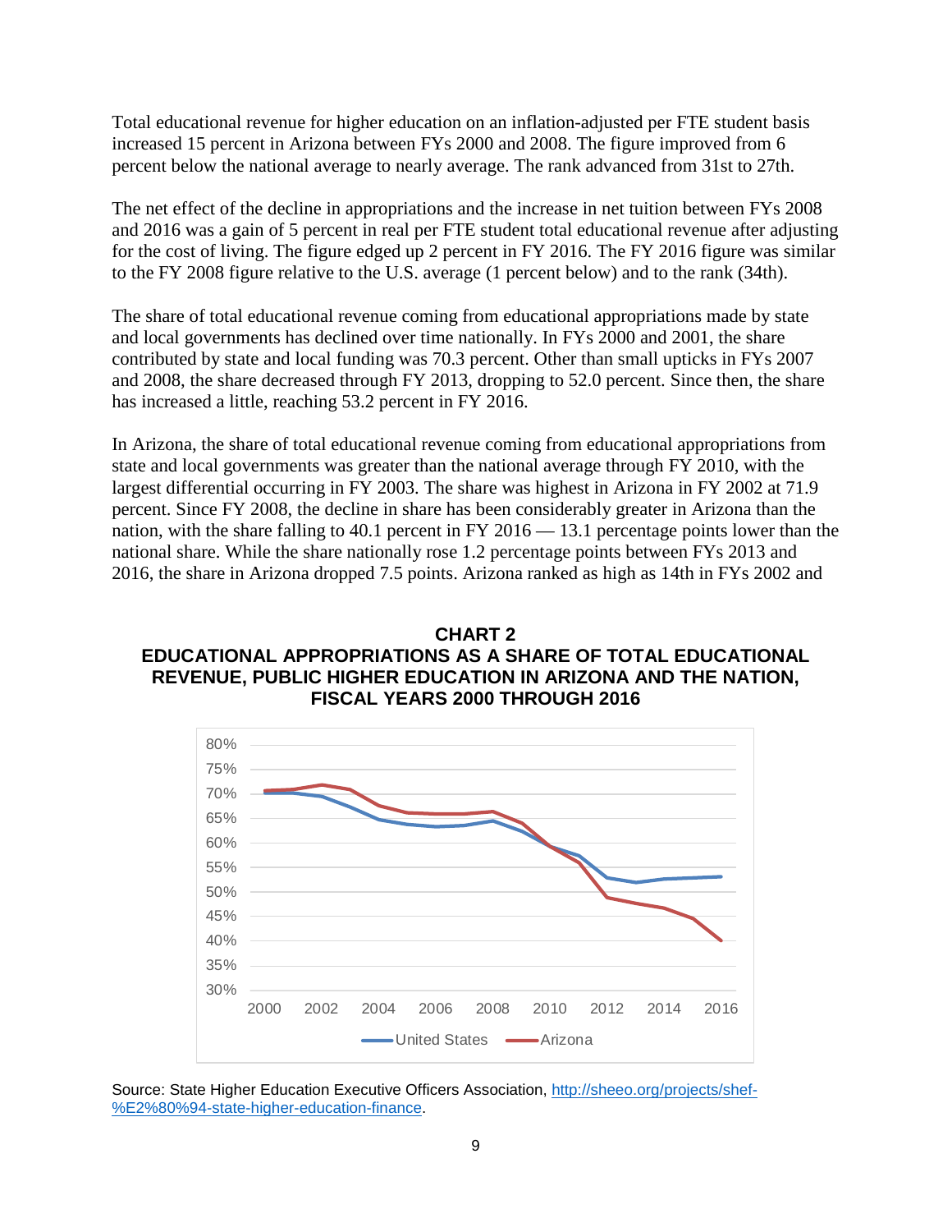Total educational revenue for higher education on an inflation-adjusted per FTE student basis increased 15 percent in Arizona between FYs 2000 and 2008. The figure improved from 6 percent below the national average to nearly average. The rank advanced from 31st to 27th.

The net effect of the decline in appropriations and the increase in net tuition between FYs 2008 and 2016 was a gain of 5 percent in real per FTE student total educational revenue after adjusting for the cost of living. The figure edged up 2 percent in FY 2016. The FY 2016 figure was similar to the FY 2008 figure relative to the U.S. average (1 percent below) and to the rank (34th).

The share of total educational revenue coming from educational appropriations made by state and local governments has declined over time nationally. In FYs 2000 and 2001, the share contributed by state and local funding was 70.3 percent. Other than small upticks in FYs 2007 and 2008, the share decreased through FY 2013, dropping to 52.0 percent. Since then, the share has increased a little, reaching 53.2 percent in FY 2016.

In Arizona, the share of total educational revenue coming from educational appropriations from state and local governments was greater than the national average through FY 2010, with the largest differential occurring in FY 2003. The share was highest in Arizona in FY 2002 at 71.9 percent. Since FY 2008, the decline in share has been considerably greater in Arizona than the nation, with the share falling to 40.1 percent in FY 2016 — 13.1 percentage points lower than the national share. While the share nationally rose 1.2 percentage points between FYs 2013 and 2016, the share in Arizona dropped 7.5 points. Arizona ranked as high as 14th in FYs 2002 and

**CHART 2**
**EDUCATIONAL APPROPRIATIONS AS A SHARE OF TOTAL EDUCATIONAL REVENUE, PUBLIC HIGHER EDUCATION IN ARIZONA AND THE NATION, FISCAL YEARS 2000 THROUGH 2016**

Source: State Higher Education Executive Officers Association, http://sheeo.org/projects/shef-%E2%80%94-state-higher-education-finance.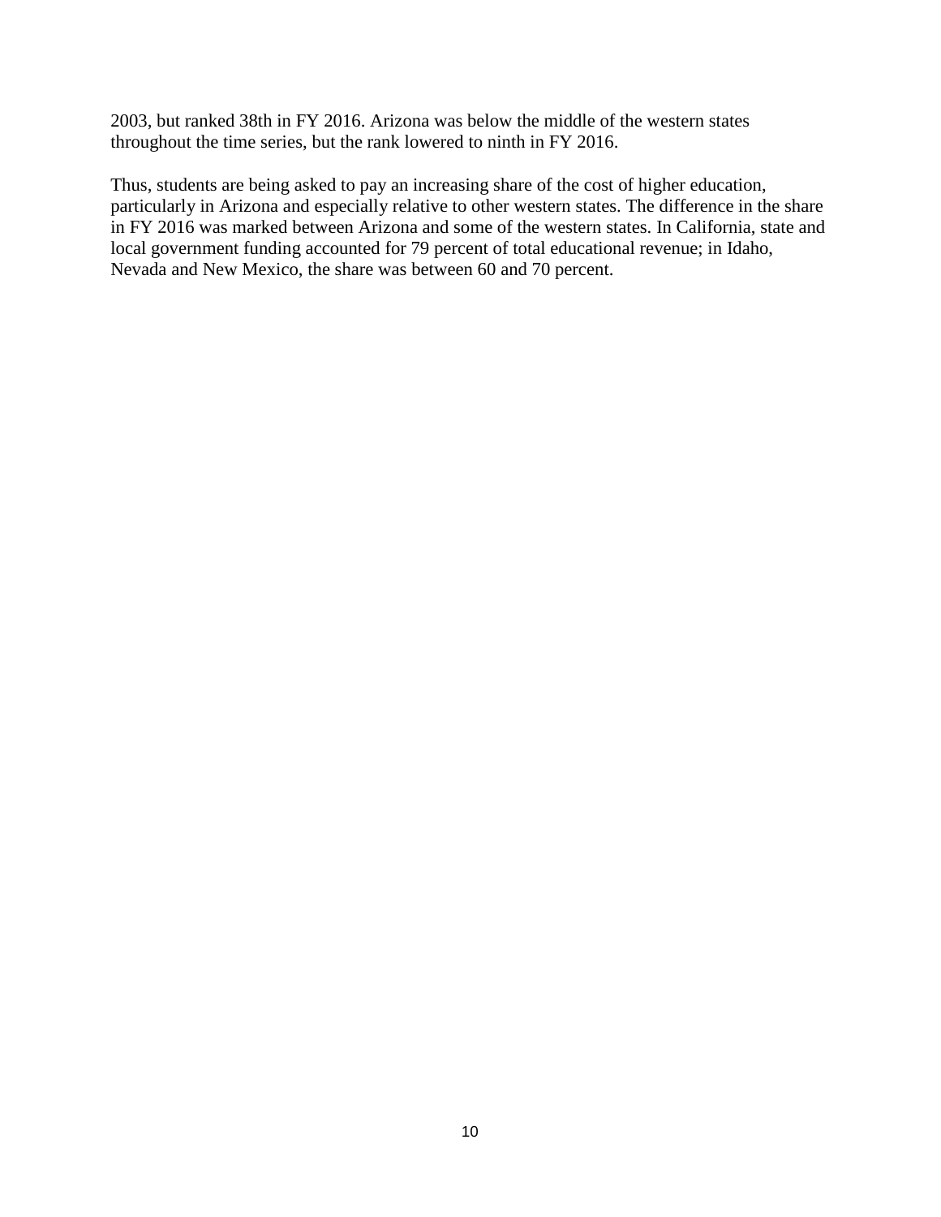2003, but ranked 38th in FY 2016. Arizona was below the middle of the western states throughout the time series, but the rank lowered to ninth in FY 2016.

Thus, students are being asked to pay an increasing share of the cost of higher education, particularly in Arizona and especially relative to other western states. The difference in the share in FY 2016 was marked between Arizona and some of the western states. In California, state and local government funding accounted for 79 percent of total educational revenue; in Idaho, Nevada and New Mexico, the share was between 60 and 70 percent.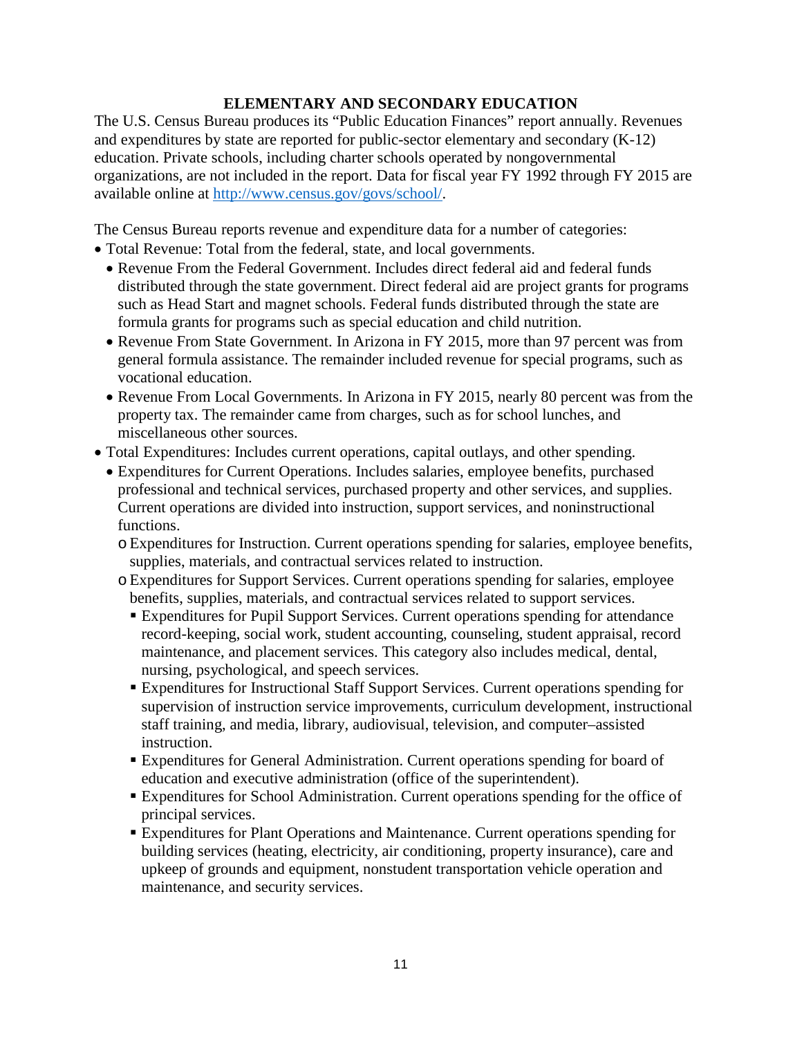## ELEMENTARY AND SECONDARY EDUCATION

The U.S. Census Bureau produces its "Public Education Finances" report annually. Revenues and expenditures by state are reported for public-sector elementary and secondary (K-12) education. Private schools, including charter schools operated by nongovernmental organizations, are not included in the report. Data for fiscal year FY 1992 through FY 2015 are available online at [http://www.census.gov/govs/school/](http://www.census.gov/govs/school/).

The Census Bureau reports revenue and expenditure data for a number of categories:

- Total Revenue: Total from the federal, state, and local governments.
  - Revenue From the Federal Government. Includes direct federal aid and federal funds distributed through the state government. Direct federal aid are project grants for programs such as Head Start and magnet schools. Federal funds distributed through the state are formula grants for programs such as special education and child nutrition.
  - Revenue From State Government. In Arizona in FY 2015, more than 97 percent was from general formula assistance. The remainder included revenue for special programs, such as vocational education.
  - Revenue From Local Governments. In Arizona in FY 2015, nearly 80 percent was from the property tax. The remainder came from charges, such as for school lunches, and miscellaneous other sources.
- Total Expenditures: Includes current operations, capital outlays, and other spending.
  - Expenditures for Current Operations. Includes salaries, employee benefits, purchased professional and technical services, purchased property and other services, and supplies. Current operations are divided into instruction, support services, and noninstructional functions.
    - Expenditures for Instruction. Current operations spending for salaries, employee benefits, supplies, materials, and contractual services related to instruction.
    - Expenditures for Support Services. Current operations spending for salaries, employee benefits, supplies, materials, and contractual services related to support services.
      - Expenditures for Pupil Support Services. Current operations spending for attendance record-keeping, social work, student accounting, counseling, student appraisal, record maintenance, and placement services. This category also includes medical, dental, nursing, psychological, and speech services.
      - Expenditures for Instructional Staff Support Services. Current operations spending for supervision of instruction service improvements, curriculum development, instructional staff training, and media, library, audiovisual, television, and computer–assisted instruction.
      - Expenditures for General Administration. Current operations spending for board of education and executive administration (office of the superintendent).
      - Expenditures for School Administration. Current operations spending for the office of principal services.
      - Expenditures for Plant Operations and Maintenance. Current operations spending for building services (heating, electricity, air conditioning, property insurance), care and upkeep of grounds and equipment, nonstudent transportation vehicle operation and maintenance, and security services.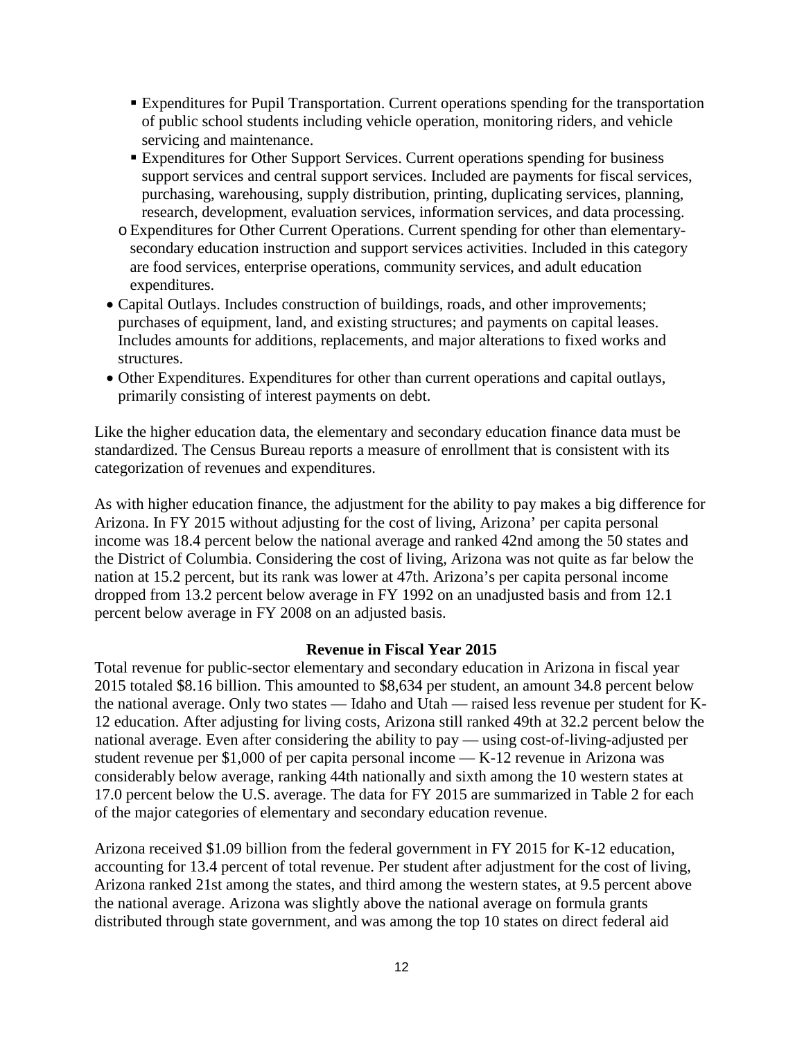- Expenditures for Pupil Transportation. Current operations spending for the transportation of public school students including vehicle operation, monitoring riders, and vehicle servicing and maintenance.
    - Expenditures for Other Support Services. Current operations spending for business support services and central support services. Included are payments for fiscal services, purchasing, warehousing, supply distribution, printing, duplicating services, planning, research, development, evaluation services, information services, and data processing.
  - Expenditures for Other Current Operations. Current spending for other than elementary-secondary education instruction and support services activities. Included in this category are food services, enterprise operations, community services, and adult education expenditures.
- Capital Outlays. Includes construction of buildings, roads, and other improvements; purchases of equipment, land, and existing structures; and payments on capital leases. Includes amounts for additions, replacements, and major alterations to fixed works and structures.
- Other Expenditures. Expenditures for other than current operations and capital outlays, primarily consisting of interest payments on debt.

Like the higher education data, the elementary and secondary education finance data must be standardized. The Census Bureau reports a measure of enrollment that is consistent with its categorization of revenues and expenditures.

As with higher education finance, the adjustment for the ability to pay makes a big difference for Arizona. In FY 2015 without adjusting for the cost of living, Arizona' per capita personal income was 18.4 percent below the national average and ranked 42nd among the 50 states and the District of Columbia. Considering the cost of living, Arizona was not quite as far below the nation at 15.2 percent, but its rank was lower at 47th. Arizona's per capita personal income dropped from 13.2 percent below average in FY 1992 on an unadjusted basis and from 12.1 percent below average in FY 2008 on an adjusted basis.

## Revenue in Fiscal Year 2015

Total revenue for public-sector elementary and secondary education in Arizona in fiscal year 2015 totaled $8.16 billion. This amounted to $8,634 per student, an amount 34.8 percent below the national average. Only two states — Idaho and Utah — raised less revenue per student for K-12 education. After adjusting for living costs, Arizona still ranked 49th at 32.2 percent below the national average. Even after considering the ability to pay — using cost-of-living-adjusted per student revenue per $1,000 of per capita personal income — K-12 revenue in Arizona was considerably below average, ranking 44th nationally and sixth among the 10 western states at 17.0 percent below the U.S. average. The data for FY 2015 are summarized in Table 2 for each of the major categories of elementary and secondary education revenue.

Arizona received $1.09 billion from the federal government in FY 2015 for K-12 education, accounting for 13.4 percent of total revenue. Per student after adjustment for the cost of living, Arizona ranked 21st among the states, and third among the western states, at 9.5 percent above the national average. Arizona was slightly above the national average on formula grants distributed through state government, and was among the top 10 states on direct federal aid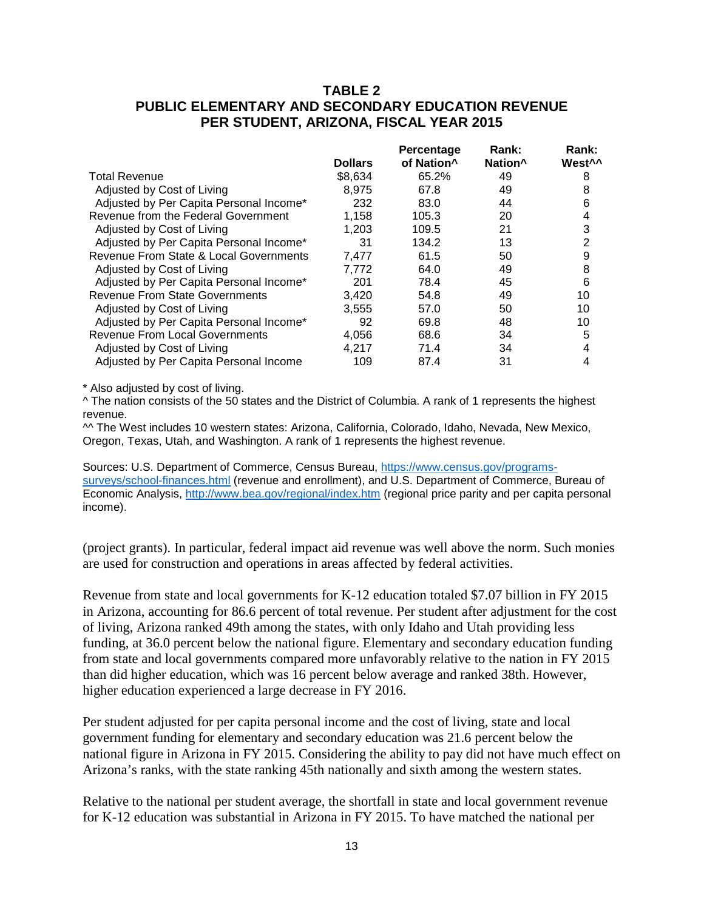### TABLE 2
### PUBLIC ELEMENTARY AND SECONDARY EDUCATION REVENUE PER STUDENT, ARIZONA, FISCAL YEAR 2015

| | Dollars | Percentage of Nation^ | Rank: Nation^ | Rank: West^^ |
|---|---|---|---|---|
| Total Revenue | $8,634 | 65.2% | 49 | 8 |
| Adjusted by Cost of Living | 8,975 | 67.8 | 49 | 8 |
| Adjusted by Per Capita Personal Income* | 232 | 83.0 | 44 | 6 |
| Revenue from the Federal Government | 1,158 | 105.3 | 20 | 4 |
| Adjusted by Cost of Living | 1,203 | 109.5 | 21 | 3 |
| Adjusted by Per Capita Personal Income* | 31 | 134.2 | 13 | 2 |
| Revenue From State & Local Governments | 7,477 | 61.5 | 50 | 9 |
| Adjusted by Cost of Living | 7,772 | 64.0 | 49 | 8 |
| Adjusted by Per Capita Personal Income* | 201 | 78.4 | 45 | 6 |
| Revenue From State Governments | 3,420 | 54.8 | 49 | 10 |
| Adjusted by Cost of Living | 3,555 | 57.0 | 50 | 10 |
| Adjusted by Per Capita Personal Income* | 92 | 69.8 | 48 | 10 |
| Revenue From Local Governments | 4,056 | 68.6 | 34 | 5 |
| Adjusted by Cost of Living | 4,217 | 71.4 | 34 | 4 |
| Adjusted by Per Capita Personal Income | 109 | 87.4 | 31 | 4 |

* Also adjusted by cost of living.

^ The nation consists of the 50 states and the District of Columbia. A rank of 1 represents the highest revenue.

^^ The West includes 10 western states: Arizona, California, Colorado, Idaho, Nevada, New Mexico, Oregon, Texas, Utah, and Washington. A rank of 1 represents the highest revenue.

Sources: U.S. Department of Commerce, Census Bureau, https://www.census.gov/programs-surveys/school-finances.html (revenue and enrollment), and U.S. Department of Commerce, Bureau of Economic Analysis, http://www.bea.gov/regional/index.htm (regional price parity and per capita personal income).

(project grants). In particular, federal impact aid revenue was well above the norm. Such monies are used for construction and operations in areas affected by federal activities.

Revenue from state and local governments for K-12 education totaled $7.07 billion in FY 2015 in Arizona, accounting for 86.6 percent of total revenue. Per student after adjustment for the cost of living, Arizona ranked 49th among the states, with only Idaho and Utah providing less funding, at 36.0 percent below the national figure. Elementary and secondary education funding from state and local governments compared more unfavorably relative to the nation in FY 2015 than did higher education, which was 16 percent below average and ranked 38th. However, higher education experienced a large decrease in FY 2016.

Per student adjusted for per capita personal income and the cost of living, state and local government funding for elementary and secondary education was 21.6 percent below the national figure in Arizona in FY 2015. Considering the ability to pay did not have much effect on Arizona's ranks, with the state ranking 45th nationally and sixth among the western states.

Relative to the national per student average, the shortfall in state and local government revenue for K-12 education was substantial in Arizona in FY 2015. To have matched the national per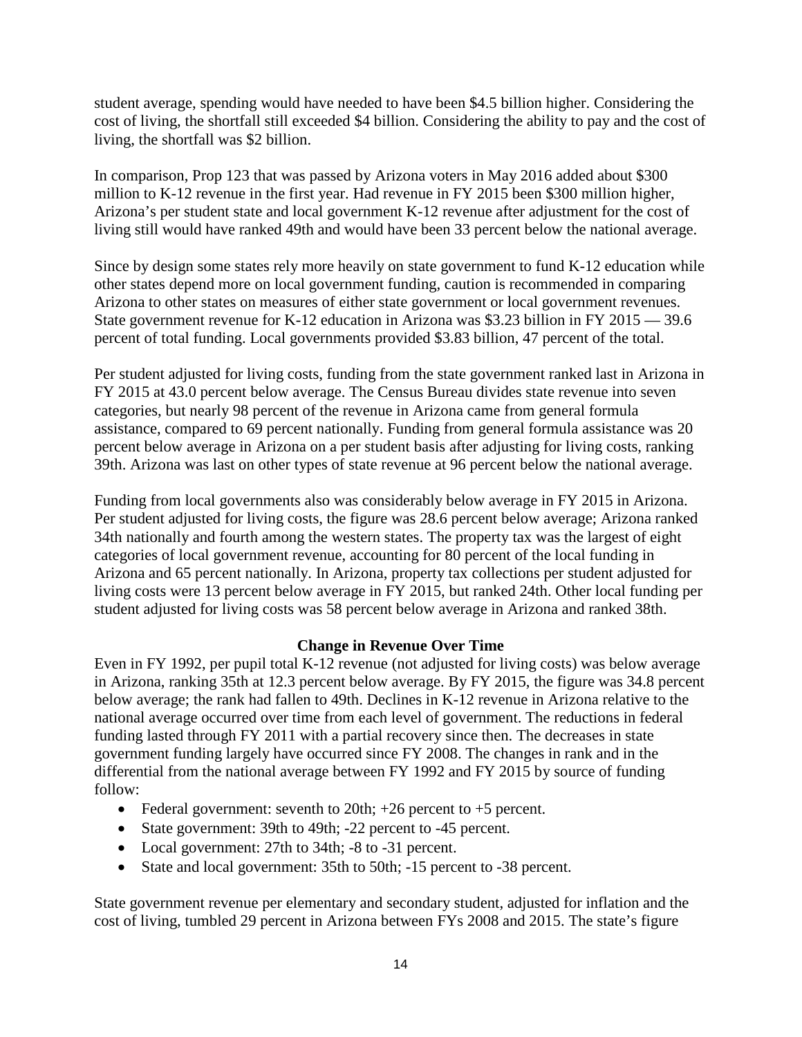student average, spending would have needed to have been $4.5 billion higher. Considering the cost of living, the shortfall still exceeded $4 billion. Considering the ability to pay and the cost of living, the shortfall was $2 billion.

In comparison, Prop 123 that was passed by Arizona voters in May 2016 added about $300 million to K-12 revenue in the first year. Had revenue in FY 2015 been $300 million higher, Arizona's per student state and local government K-12 revenue after adjustment for the cost of living still would have ranked 49th and would have been 33 percent below the national average.

Since by design some states rely more heavily on state government to fund K-12 education while other states depend more on local government funding, caution is recommended in comparing Arizona to other states on measures of either state government or local government revenues. State government revenue for K-12 education in Arizona was $3.23 billion in FY 2015 — 39.6 percent of total funding. Local governments provided $3.83 billion, 47 percent of the total.

Per student adjusted for living costs, funding from the state government ranked last in Arizona in FY 2015 at 43.0 percent below average. The Census Bureau divides state revenue into seven categories, but nearly 98 percent of the revenue in Arizona came from general formula assistance, compared to 69 percent nationally. Funding from general formula assistance was 20 percent below average in Arizona on a per student basis after adjusting for living costs, ranking 39th. Arizona was last on other types of state revenue at 96 percent below the national average.

Funding from local governments also was considerably below average in FY 2015 in Arizona. Per student adjusted for living costs, the figure was 28.6 percent below average; Arizona ranked 34th nationally and fourth among the western states. The property tax was the largest of eight categories of local government revenue, accounting for 80 percent of the local funding in Arizona and 65 percent nationally. In Arizona, property tax collections per student adjusted for living costs were 13 percent below average in FY 2015, but ranked 24th. Other local funding per student adjusted for living costs was 58 percent below average in Arizona and ranked 38th.

### Change in Revenue Over Time

Even in FY 1992, per pupil total K-12 revenue (not adjusted for living costs) was below average in Arizona, ranking 35th at 12.3 percent below average. By FY 2015, the figure was 34.8 percent below average; the rank had fallen to 49th. Declines in K-12 revenue in Arizona relative to the national average occurred over time from each level of government. The reductions in federal funding lasted through FY 2011 with a partial recovery since then. The decreases in state government funding largely have occurred since FY 2008. The changes in rank and in the differential from the national average between FY 1992 and FY 2015 by source of funding follow:

- Federal government: seventh to 20th; +26 percent to +5 percent.
- State government: 39th to 49th; -22 percent to -45 percent.
- Local government: 27th to 34th; -8 to -31 percent.
- State and local government: 35th to 50th; -15 percent to -38 percent.

State government revenue per elementary and secondary student, adjusted for inflation and the cost of living, tumbled 29 percent in Arizona between FYs 2008 and 2015. The state's figure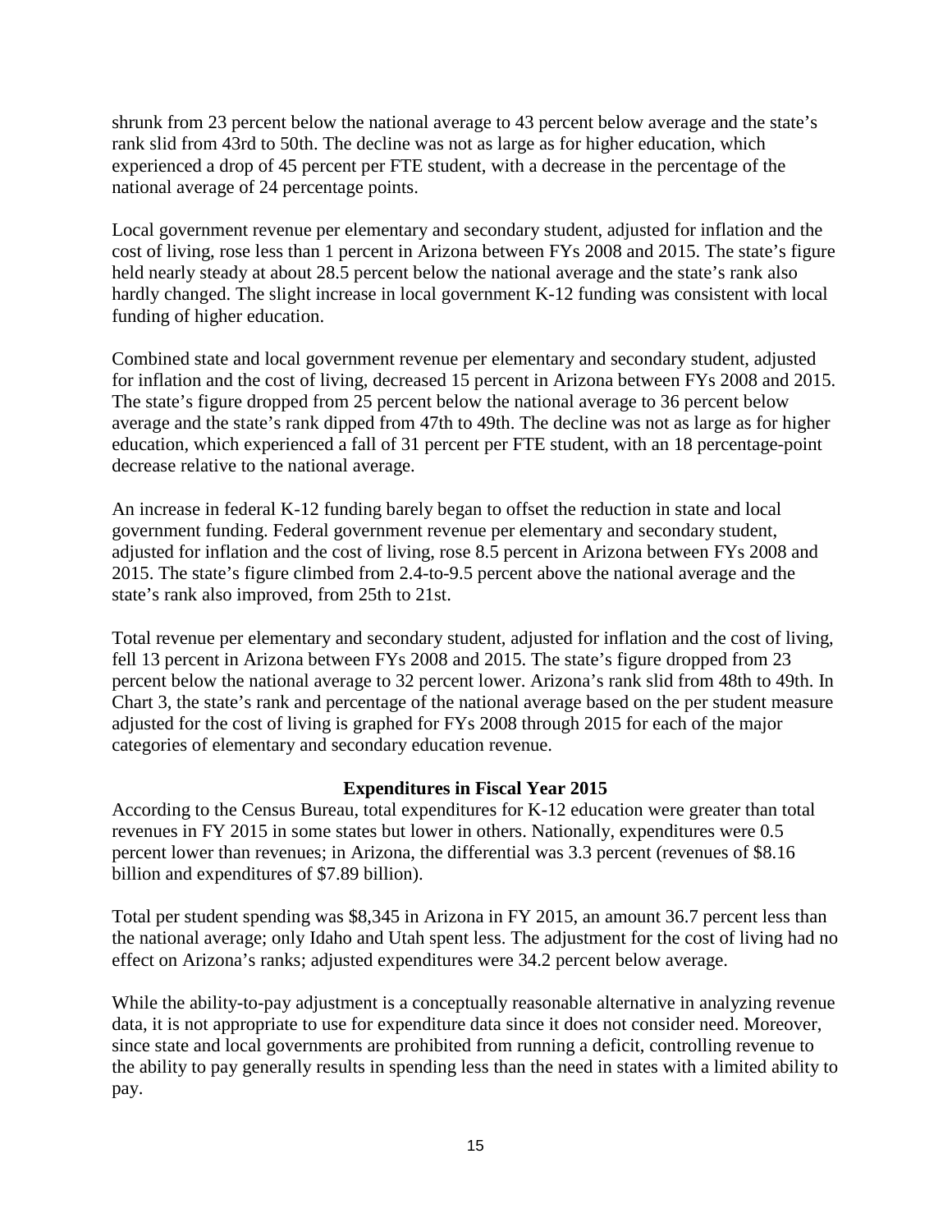shrunk from 23 percent below the national average to 43 percent below average and the state's rank slid from 43rd to 50th. The decline was not as large as for higher education, which experienced a drop of 45 percent per FTE student, with a decrease in the percentage of the national average of 24 percentage points.

Local government revenue per elementary and secondary student, adjusted for inflation and the cost of living, rose less than 1 percent in Arizona between FYs 2008 and 2015. The state's figure held nearly steady at about 28.5 percent below the national average and the state's rank also hardly changed. The slight increase in local government K-12 funding was consistent with local funding of higher education.

Combined state and local government revenue per elementary and secondary student, adjusted for inflation and the cost of living, decreased 15 percent in Arizona between FYs 2008 and 2015. The state's figure dropped from 25 percent below the national average to 36 percent below average and the state's rank dipped from 47th to 49th. The decline was not as large as for higher education, which experienced a fall of 31 percent per FTE student, with an 18 percentage-point decrease relative to the national average.

An increase in federal K-12 funding barely began to offset the reduction in state and local government funding. Federal government revenue per elementary and secondary student, adjusted for inflation and the cost of living, rose 8.5 percent in Arizona between FYs 2008 and 2015. The state's figure climbed from 2.4-to-9.5 percent above the national average and the state's rank also improved, from 25th to 21st.

Total revenue per elementary and secondary student, adjusted for inflation and the cost of living, fell 13 percent in Arizona between FYs 2008 and 2015. The state's figure dropped from 23 percent below the national average to 32 percent lower. Arizona's rank slid from 48th to 49th. In Chart 3, the state's rank and percentage of the national average based on the per student measure adjusted for the cost of living is graphed for FYs 2008 through 2015 for each of the major categories of elementary and secondary education revenue.

**Expenditures in Fiscal Year 2015**

According to the Census Bureau, total expenditures for K-12 education were greater than total revenues in FY 2015 in some states but lower in others. Nationally, expenditures were 0.5 percent lower than revenues; in Arizona, the differential was 3.3 percent (revenues of $8.16 billion and expenditures of $7.89 billion).

Total per student spending was $8,345 in Arizona in FY 2015, an amount 36.7 percent less than the national average; only Idaho and Utah spent less. The adjustment for the cost of living had no effect on Arizona's ranks; adjusted expenditures were 34.2 percent below average.

While the ability-to-pay adjustment is a conceptually reasonable alternative in analyzing revenue data, it is not appropriate to use for expenditure data since it does not consider need. Moreover, since state and local governments are prohibited from running a deficit, controlling revenue to the ability to pay generally results in spending less than the need in states with a limited ability to pay.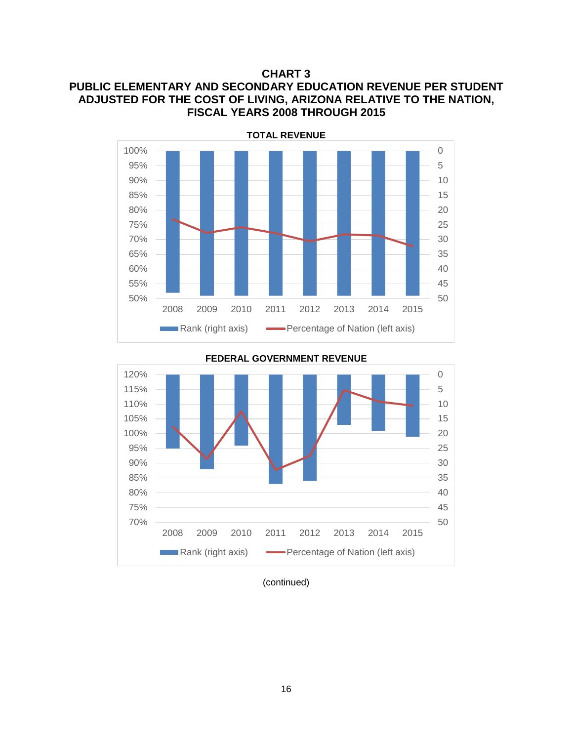**CHART 3**
**PUBLIC ELEMENTARY AND SECONDARY EDUCATION REVENUE PER STUDENT ADJUSTED FOR THE COST OF LIVING, ARIZONA RELATIVE TO THE NATION, FISCAL YEARS 2008 THROUGH 2015**

**TOTAL REVENUE**

Rank (right axis) — Percentage of Nation (left axis)

Left axis: 50% to 100%; Right axis: 0 to 50

Years: 2008, 2009, 2010, 2011, 2012, 2013, 2014, 2015

**FEDERAL GOVERNMENT REVENUE**

Rank (right axis) — Percentage of Nation (left axis)

Left axis: 70% to 120%; Right axis: 0 to 50

Years: 2008, 2009, 2010, 2011, 2012, 2013, 2014, 2015

(continued)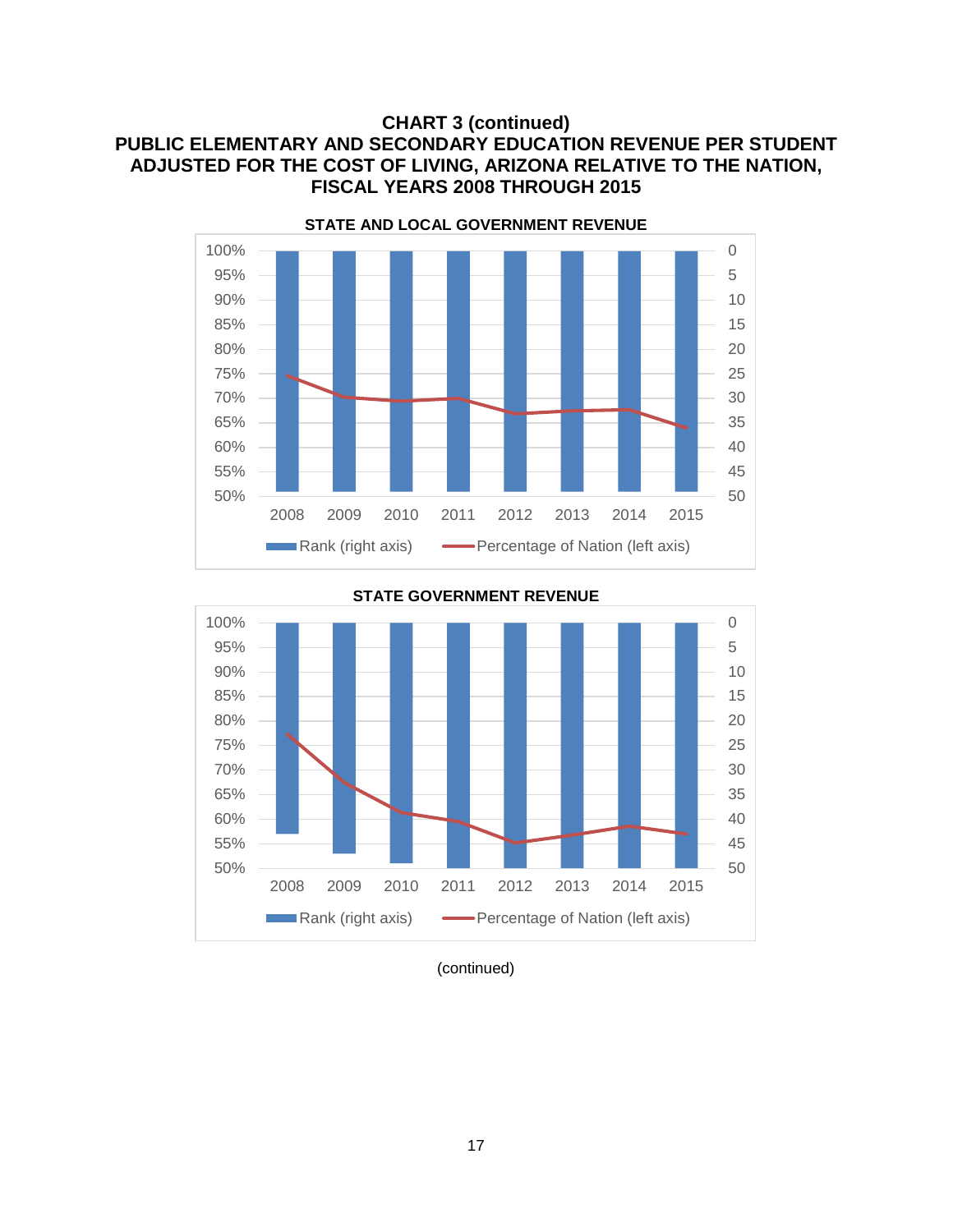**CHART 3 (continued)**
**PUBLIC ELEMENTARY AND SECONDARY EDUCATION REVENUE PER STUDENT ADJUSTED FOR THE COST OF LIVING, ARIZONA RELATIVE TO THE NATION, FISCAL YEARS 2008 THROUGH 2015**

**STATE AND LOCAL GOVERNMENT REVENUE**

**STATE GOVERNMENT REVENUE**

(continued)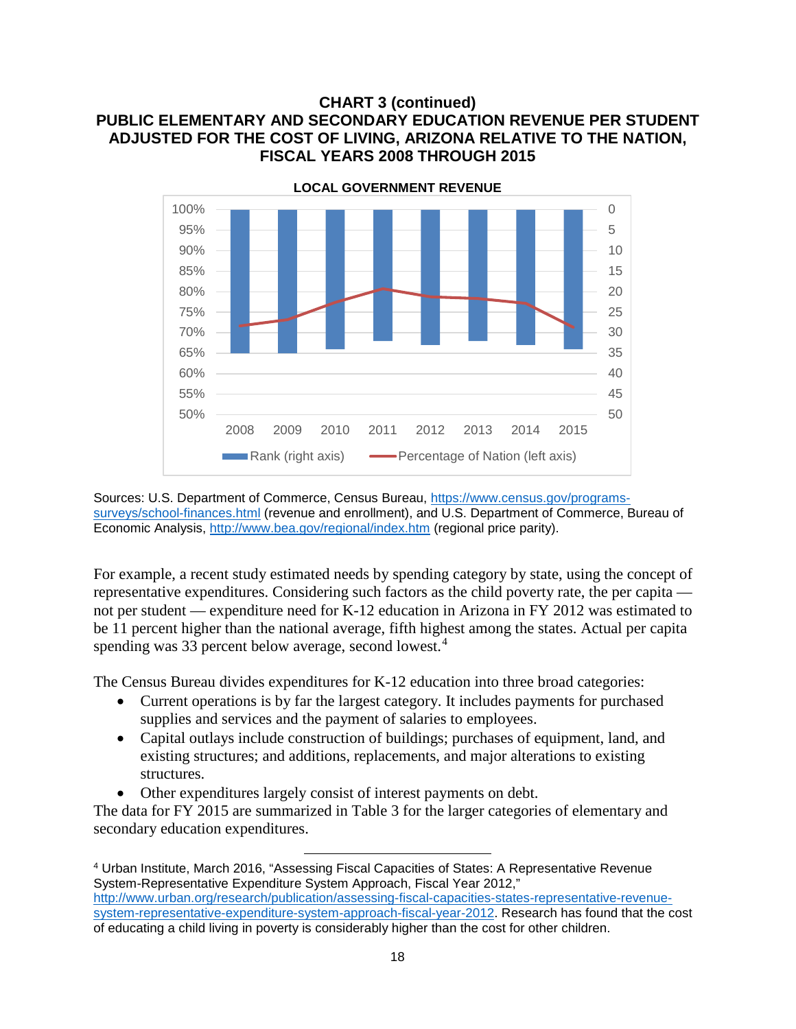**CHART 3 (continued)**
**PUBLIC ELEMENTARY AND SECONDARY EDUCATION REVENUE PER STUDENT ADJUSTED FOR THE COST OF LIVING, ARIZONA RELATIVE TO THE NATION, FISCAL YEARS 2008 THROUGH 2015**

**LOCAL GOVERNMENT REVENUE**

Sources: U.S. Department of Commerce, Census Bureau, https://www.census.gov/programs-surveys/school-finances.html (revenue and enrollment), and U.S. Department of Commerce, Bureau of Economic Analysis, http://www.bea.gov/regional/index.htm (regional price parity).

For example, a recent study estimated needs by spending category by state, using the concept of representative expenditures. Considering such factors as the child poverty rate, the per capita — not per student — expenditure need for K-12 education in Arizona in FY 2012 was estimated to be 11 percent higher than the national average, fifth highest among the states. Actual per capita spending was 33 percent below average, second lowest.[4]

The Census Bureau divides expenditures for K-12 education into three broad categories:

- Current operations is by far the largest category. It includes payments for purchased supplies and services and the payment of salaries to employees.
- Capital outlays include construction of buildings; purchases of equipment, land, and existing structures; and additions, replacements, and major alterations to existing structures.
- Other expenditures largely consist of interest payments on debt.

The data for FY 2015 are summarized in Table 3 for the larger categories of elementary and secondary education expenditures.

[4] Urban Institute, March 2016, "Assessing Fiscal Capacities of States: A Representative Revenue System-Representative Expenditure System Approach, Fiscal Year 2012," http://www.urban.org/research/publication/assessing-fiscal-capacities-states-representative-revenue-system-representative-expenditure-system-approach-fiscal-year-2012. Research has found that the cost of educating a child living in poverty is considerably higher than the cost for other children.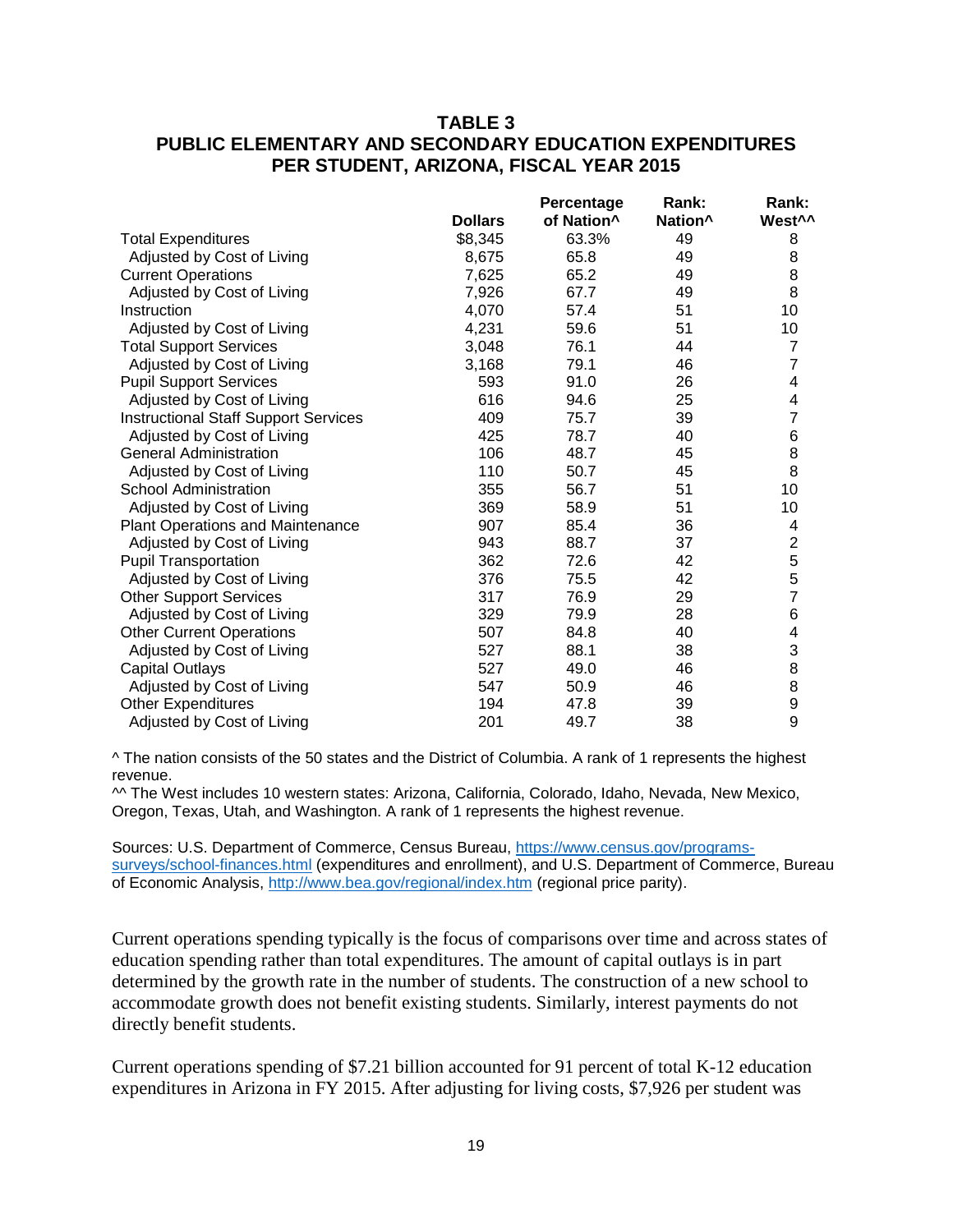## TABLE 3
## PUBLIC ELEMENTARY AND SECONDARY EDUCATION EXPENDITURES PER STUDENT, ARIZONA, FISCAL YEAR 2015

| | Dollars | Percentage of Nation^ | Rank: Nation^ | Rank: West^^ |
|---|---|---|---|---|
| Total Expenditures | $8,345 | 63.3% | 49 | 8 |
| Adjusted by Cost of Living | 8,675 | 65.8 | 49 | 8 |
| Current Operations | 7,625 | 65.2 | 49 | 8 |
| Adjusted by Cost of Living | 7,926 | 67.7 | 49 | 8 |
| Instruction | 4,070 | 57.4 | 51 | 10 |
| Adjusted by Cost of Living | 4,231 | 59.6 | 51 | 10 |
| Total Support Services | 3,048 | 76.1 | 44 | 7 |
| Adjusted by Cost of Living | 3,168 | 79.1 | 46 | 7 |
| Pupil Support Services | 593 | 91.0 | 26 | 4 |
| Adjusted by Cost of Living | 616 | 94.6 | 25 | 4 |
| Instructional Staff Support Services | 409 | 75.7 | 39 | 7 |
| Adjusted by Cost of Living | 425 | 78.7 | 40 | 6 |
| General Administration | 106 | 48.7 | 45 | 8 |
| Adjusted by Cost of Living | 110 | 50.7 | 45 | 8 |
| School Administration | 355 | 56.7 | 51 | 10 |
| Adjusted by Cost of Living | 369 | 58.9 | 51 | 10 |
| Plant Operations and Maintenance | 907 | 85.4 | 36 | 4 |
| Adjusted by Cost of Living | 943 | 88.7 | 37 | 2 |
| Pupil Transportation | 362 | 72.6 | 42 | 5 |
| Adjusted by Cost of Living | 376 | 75.5 | 42 | 5 |
| Other Support Services | 317 | 76.9 | 29 | 7 |
| Adjusted by Cost of Living | 329 | 79.9 | 28 | 6 |
| Other Current Operations | 507 | 84.8 | 40 | 4 |
| Adjusted by Cost of Living | 527 | 88.1 | 38 | 3 |
| Capital Outlays | 527 | 49.0 | 46 | 8 |
| Adjusted by Cost of Living | 547 | 50.9 | 46 | 8 |
| Other Expenditures | 194 | 47.8 | 39 | 9 |
| Adjusted by Cost of Living | 201 | 49.7 | 38 | 9 |

^ The nation consists of the 50 states and the District of Columbia. A rank of 1 represents the highest revenue.

^^ The West includes 10 western states: Arizona, California, Colorado, Idaho, Nevada, New Mexico, Oregon, Texas, Utah, and Washington. A rank of 1 represents the highest revenue.

Sources: U.S. Department of Commerce, Census Bureau, https://www.census.gov/programs-surveys/school-finances.html (expenditures and enrollment), and U.S. Department of Commerce, Bureau of Economic Analysis, http://www.bea.gov/regional/index.htm (regional price parity).

Current operations spending typically is the focus of comparisons over time and across states of education spending rather than total expenditures. The amount of capital outlays is in part determined by the growth rate in the number of students. The construction of a new school to accommodate growth does not benefit existing students. Similarly, interest payments do not directly benefit students.

Current operations spending of $7.21 billion accounted for 91 percent of total K-12 education expenditures in Arizona in FY 2015. After adjusting for living costs, $7,926 per student was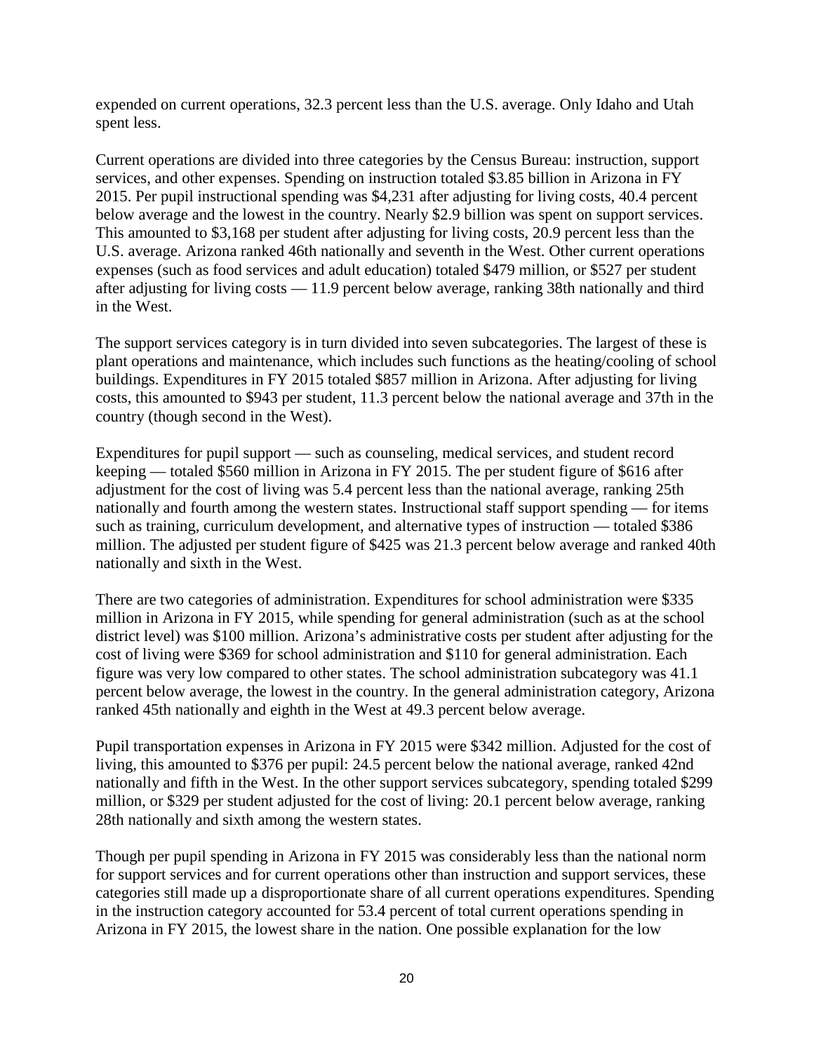expended on current operations, 32.3 percent less than the U.S. average. Only Idaho and Utah spent less.

Current operations are divided into three categories by the Census Bureau: instruction, support services, and other expenses. Spending on instruction totaled $3.85 billion in Arizona in FY 2015. Per pupil instructional spending was $4,231 after adjusting for living costs, 40.4 percent below average and the lowest in the country. Nearly $2.9 billion was spent on support services. This amounted to $3,168 per student after adjusting for living costs, 20.9 percent less than the U.S. average. Arizona ranked 46th nationally and seventh in the West. Other current operations expenses (such as food services and adult education) totaled $479 million, or $527 per student after adjusting for living costs — 11.9 percent below average, ranking 38th nationally and third in the West.

The support services category is in turn divided into seven subcategories. The largest of these is plant operations and maintenance, which includes such functions as the heating/cooling of school buildings. Expenditures in FY 2015 totaled $857 million in Arizona. After adjusting for living costs, this amounted to $943 per student, 11.3 percent below the national average and 37th in the country (though second in the West).

Expenditures for pupil support — such as counseling, medical services, and student record keeping — totaled $560 million in Arizona in FY 2015. The per student figure of $616 after adjustment for the cost of living was 5.4 percent less than the national average, ranking 25th nationally and fourth among the western states. Instructional staff support spending — for items such as training, curriculum development, and alternative types of instruction — totaled $386 million. The adjusted per student figure of $425 was 21.3 percent below average and ranked 40th nationally and sixth in the West.

There are two categories of administration. Expenditures for school administration were $335 million in Arizona in FY 2015, while spending for general administration (such as at the school district level) was $100 million. Arizona's administrative costs per student after adjusting for the cost of living were $369 for school administration and $110 for general administration. Each figure was very low compared to other states. The school administration subcategory was 41.1 percent below average, the lowest in the country. In the general administration category, Arizona ranked 45th nationally and eighth in the West at 49.3 percent below average.

Pupil transportation expenses in Arizona in FY 2015 were $342 million. Adjusted for the cost of living, this amounted to $376 per pupil: 24.5 percent below the national average, ranked 42nd nationally and fifth in the West. In the other support services subcategory, spending totaled $299 million, or $329 per student adjusted for the cost of living: 20.1 percent below average, ranking 28th nationally and sixth among the western states.

Though per pupil spending in Arizona in FY 2015 was considerably less than the national norm for support services and for current operations other than instruction and support services, these categories still made up a disproportionate share of all current operations expenditures. Spending in the instruction category accounted for 53.4 percent of total current operations spending in Arizona in FY 2015, the lowest share in the nation. One possible explanation for the low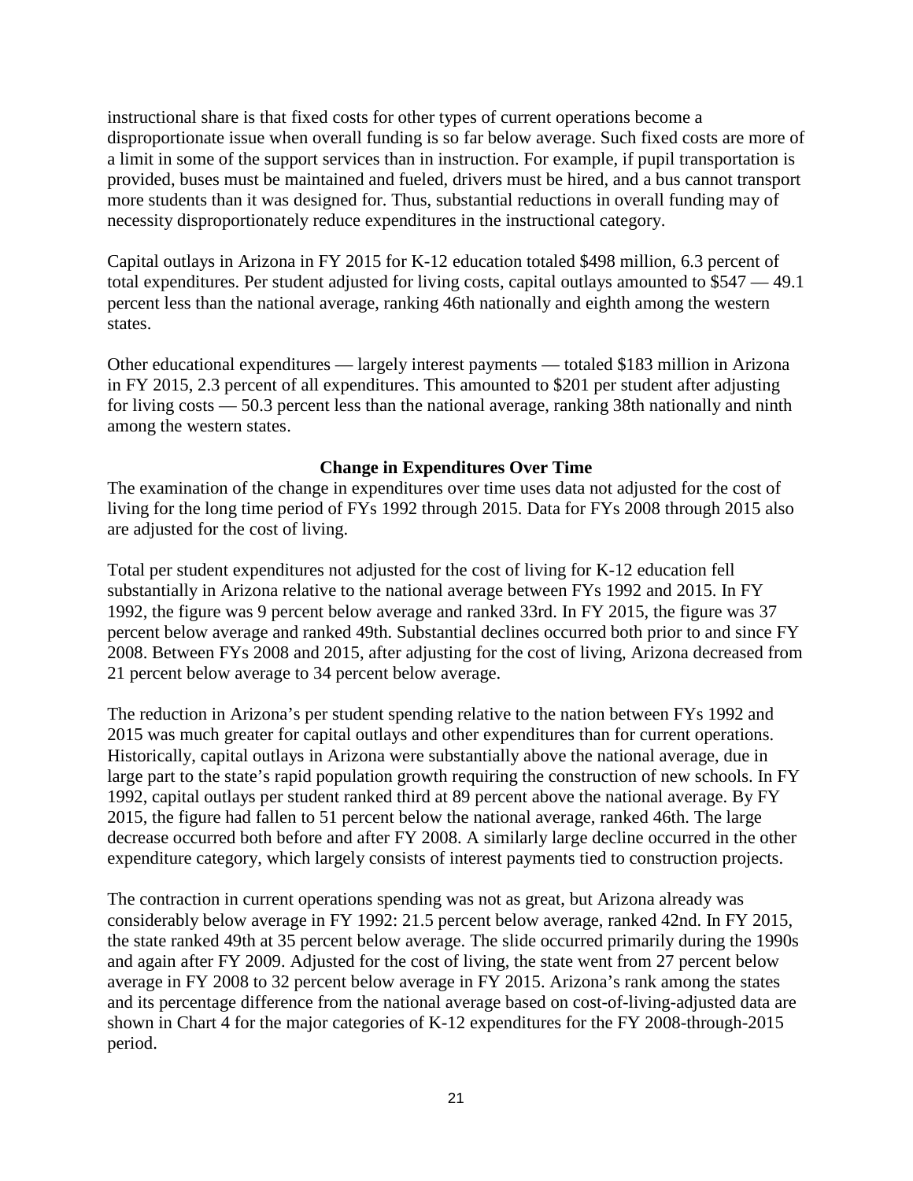instructional share is that fixed costs for other types of current operations become a disproportionate issue when overall funding is so far below average. Such fixed costs are more of a limit in some of the support services than in instruction. For example, if pupil transportation is provided, buses must be maintained and fueled, drivers must be hired, and a bus cannot transport more students than it was designed for. Thus, substantial reductions in overall funding may of necessity disproportionately reduce expenditures in the instructional category.

Capital outlays in Arizona in FY 2015 for K-12 education totaled $498 million, 6.3 percent of total expenditures. Per student adjusted for living costs, capital outlays amounted to $547 — 49.1 percent less than the national average, ranking 46th nationally and eighth among the western states.

Other educational expenditures — largely interest payments — totaled $183 million in Arizona in FY 2015, 2.3 percent of all expenditures. This amounted to $201 per student after adjusting for living costs — 50.3 percent less than the national average, ranking 38th nationally and ninth among the western states.

**Change in Expenditures Over Time**

The examination of the change in expenditures over time uses data not adjusted for the cost of living for the long time period of FYs 1992 through 2015. Data for FYs 2008 through 2015 also are adjusted for the cost of living.

Total per student expenditures not adjusted for the cost of living for K-12 education fell substantially in Arizona relative to the national average between FYs 1992 and 2015. In FY 1992, the figure was 9 percent below average and ranked 33rd. In FY 2015, the figure was 37 percent below average and ranked 49th. Substantial declines occurred both prior to and since FY 2008. Between FYs 2008 and 2015, after adjusting for the cost of living, Arizona decreased from 21 percent below average to 34 percent below average.

The reduction in Arizona's per student spending relative to the nation between FYs 1992 and 2015 was much greater for capital outlays and other expenditures than for current operations. Historically, capital outlays in Arizona were substantially above the national average, due in large part to the state's rapid population growth requiring the construction of new schools. In FY 1992, capital outlays per student ranked third at 89 percent above the national average. By FY 2015, the figure had fallen to 51 percent below the national average, ranked 46th. The large decrease occurred both before and after FY 2008. A similarly large decline occurred in the other expenditure category, which largely consists of interest payments tied to construction projects.

The contraction in current operations spending was not as great, but Arizona already was considerably below average in FY 1992: 21.5 percent below average, ranked 42nd. In FY 2015, the state ranked 49th at 35 percent below average. The slide occurred primarily during the 1990s and again after FY 2009. Adjusted for the cost of living, the state went from 27 percent below average in FY 2008 to 32 percent below average in FY 2015. Arizona's rank among the states and its percentage difference from the national average based on cost-of-living-adjusted data are shown in Chart 4 for the major categories of K-12 expenditures for the FY 2008-through-2015 period.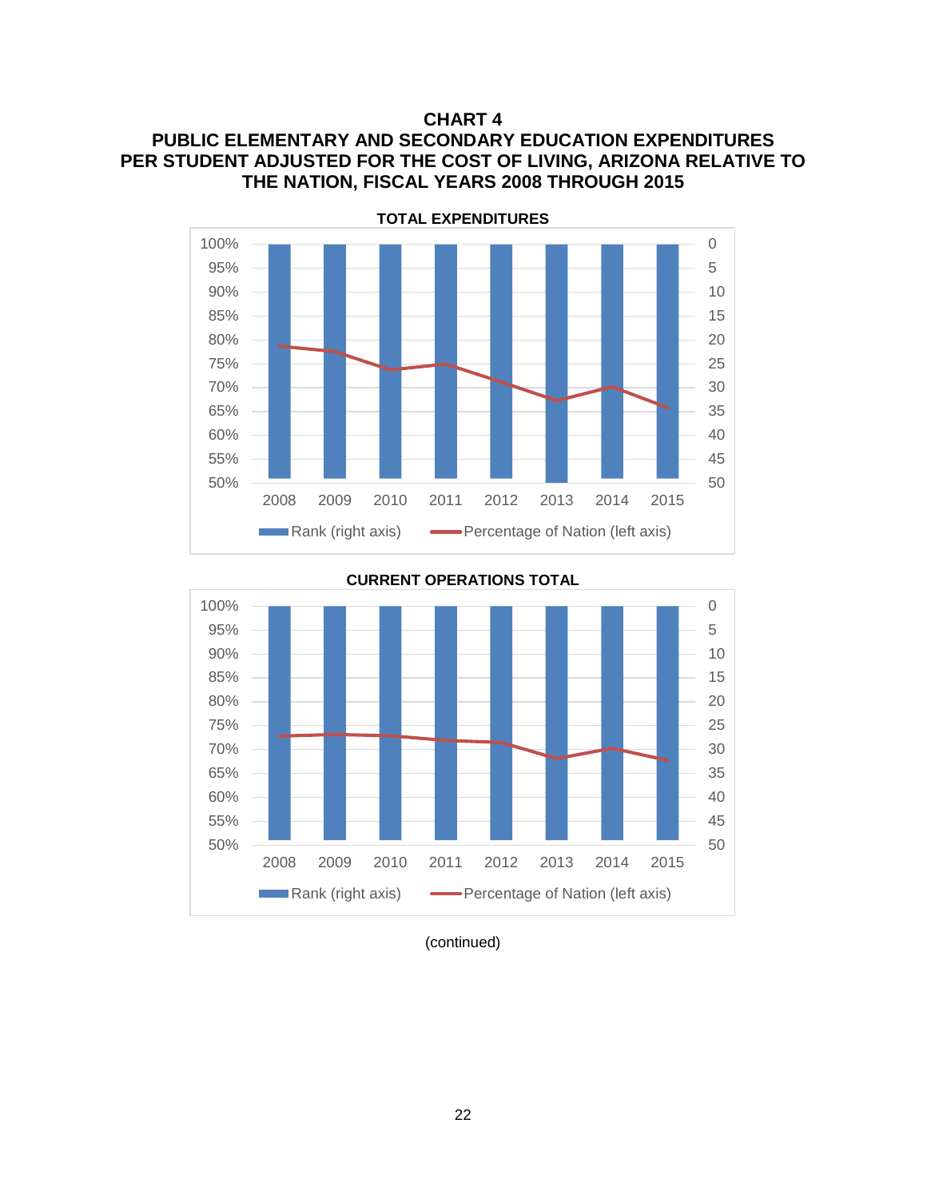# CHART 4
## PUBLIC ELEMENTARY AND SECONDARY EDUCATION EXPENDITURES PER STUDENT ADJUSTED FOR THE COST OF LIVING, ARIZONA RELATIVE TO THE NATION, FISCAL YEARS 2008 THROUGH 2015

**TOTAL EXPENDITURES**

Rank (right axis) | Percentage of Nation (left axis)

Left axis: 50% to 100%; Right axis: 50 to 0; Years: 2008, 2009, 2010, 2011, 2012, 2013, 2014, 2015

**CURRENT OPERATIONS TOTAL**

Rank (right axis) | Percentage of Nation (left axis)

Left axis: 50% to 100%; Right axis: 50 to 0; Years: 2008, 2009, 2010, 2011, 2012, 2013, 2014, 2015

(continued)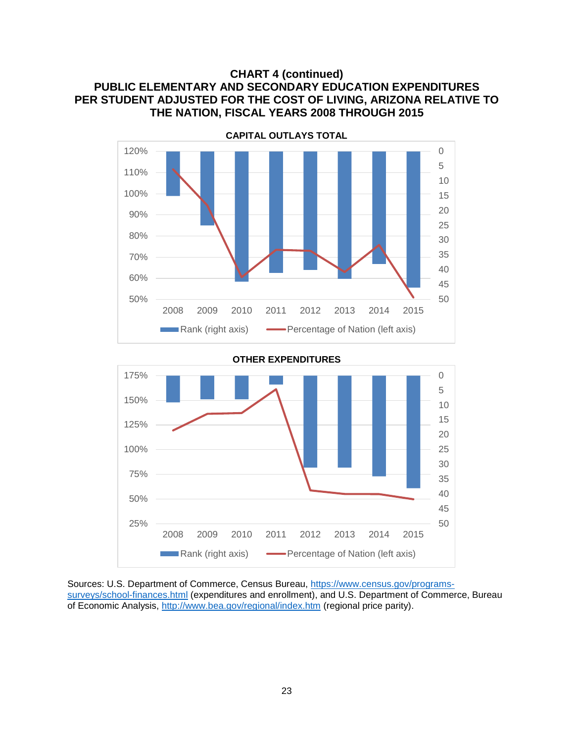# CHART 4 (continued)
# PUBLIC ELEMENTARY AND SECONDARY EDUCATION EXPENDITURES PER STUDENT ADJUSTED FOR THE COST OF LIVING, ARIZONA RELATIVE TO THE NATION, FISCAL YEARS 2008 THROUGH 2015

**CAPITAL OUTLAYS TOTAL**

**OTHER EXPENDITURES**

Sources: U.S. Department of Commerce, Census Bureau, https://www.census.gov/programs-surveys/school-finances.html (expenditures and enrollment), and U.S. Department of Commerce, Bureau of Economic Analysis, http://www.bea.gov/regional/index.htm (regional price parity).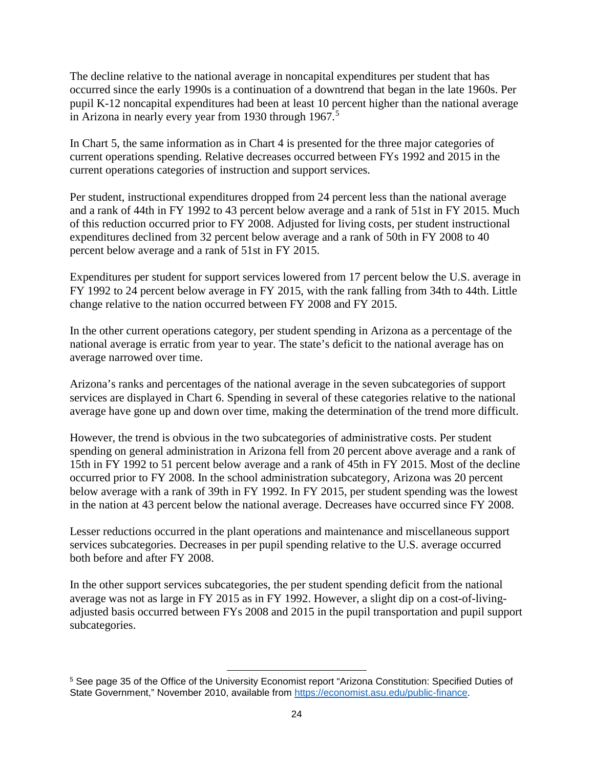The decline relative to the national average in noncapital expenditures per student that has occurred since the early 1990s is a continuation of a downtrend that began in the late 1960s. Per pupil K-12 noncapital expenditures had been at least 10 percent higher than the national average in Arizona in nearly every year from 1930 through 1967.[5]

In Chart 5, the same information as in Chart 4 is presented for the three major categories of current operations spending. Relative decreases occurred between FYs 1992 and 2015 in the current operations categories of instruction and support services.

Per student, instructional expenditures dropped from 24 percent less than the national average and a rank of 44th in FY 1992 to 43 percent below average and a rank of 51st in FY 2015. Much of this reduction occurred prior to FY 2008. Adjusted for living costs, per student instructional expenditures declined from 32 percent below average and a rank of 50th in FY 2008 to 40 percent below average and a rank of 51st in FY 2015.

Expenditures per student for support services lowered from 17 percent below the U.S. average in FY 1992 to 24 percent below average in FY 2015, with the rank falling from 34th to 44th. Little change relative to the nation occurred between FY 2008 and FY 2015.

In the other current operations category, per student spending in Arizona as a percentage of the national average is erratic from year to year. The state's deficit to the national average has on average narrowed over time.

Arizona's ranks and percentages of the national average in the seven subcategories of support services are displayed in Chart 6. Spending in several of these categories relative to the national average have gone up and down over time, making the determination of the trend more difficult.

However, the trend is obvious in the two subcategories of administrative costs. Per student spending on general administration in Arizona fell from 20 percent above average and a rank of 15th in FY 1992 to 51 percent below average and a rank of 45th in FY 2015. Most of the decline occurred prior to FY 2008. In the school administration subcategory, Arizona was 20 percent below average with a rank of 39th in FY 1992. In FY 2015, per student spending was the lowest in the nation at 43 percent below the national average. Decreases have occurred since FY 2008.

Lesser reductions occurred in the plant operations and maintenance and miscellaneous support services subcategories. Decreases in per pupil spending relative to the U.S. average occurred both before and after FY 2008.

In the other support services subcategories, the per student spending deficit from the national average was not as large in FY 2015 as in FY 1992. However, a slight dip on a cost-of-living-adjusted basis occurred between FYs 2008 and 2015 in the pupil transportation and pupil support subcategories.

---

[5] See page 35 of the Office of the University Economist report "Arizona Constitution: Specified Duties of State Government," November 2010, available from https://economist.asu.edu/public-finance.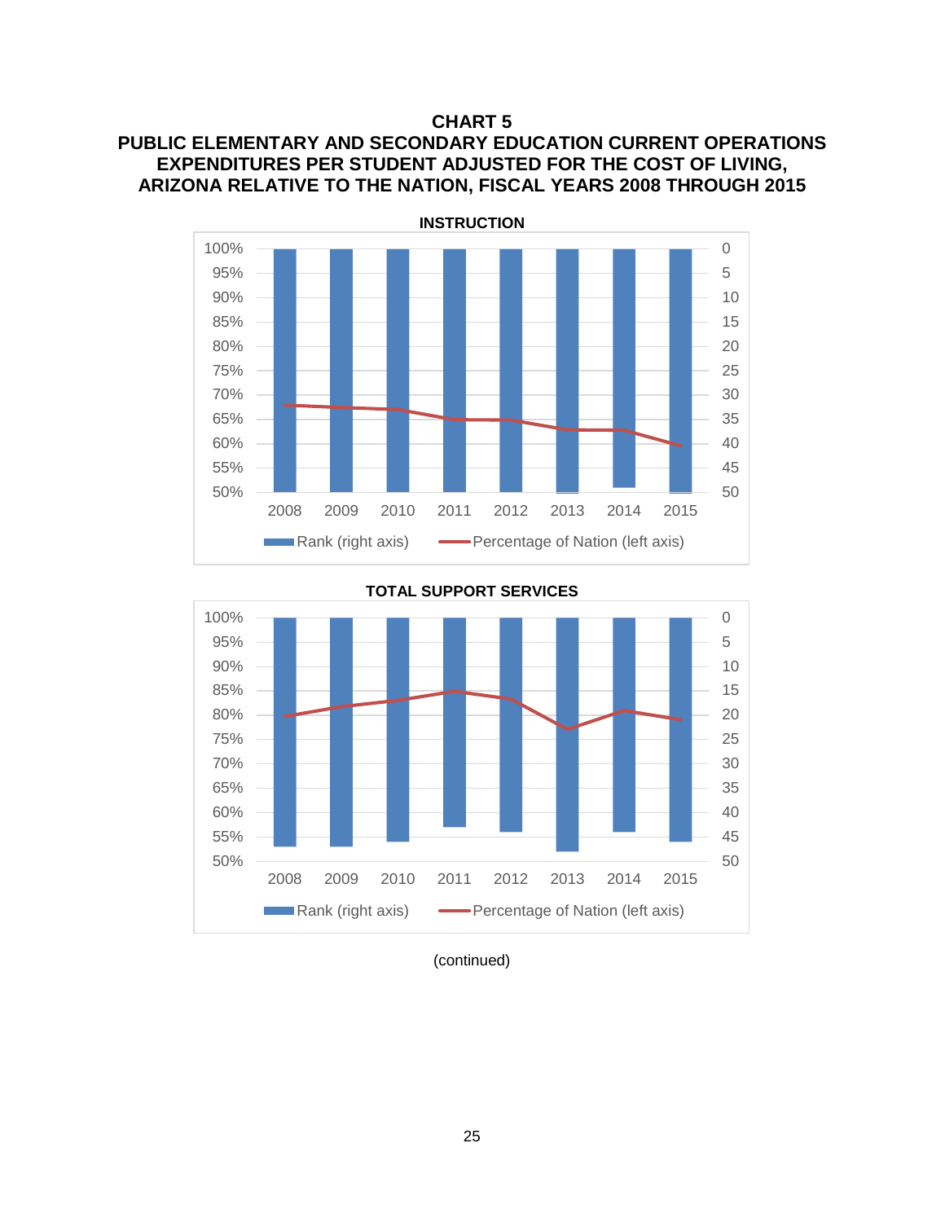**CHART 5**
**PUBLIC ELEMENTARY AND SECONDARY EDUCATION CURRENT OPERATIONS EXPENDITURES PER STUDENT ADJUSTED FOR THE COST OF LIVING, ARIZONA RELATIVE TO THE NATION, FISCAL YEARS 2008 THROUGH 2015**

**INSTRUCTION**

**TOTAL SUPPORT SERVICES**

(continued)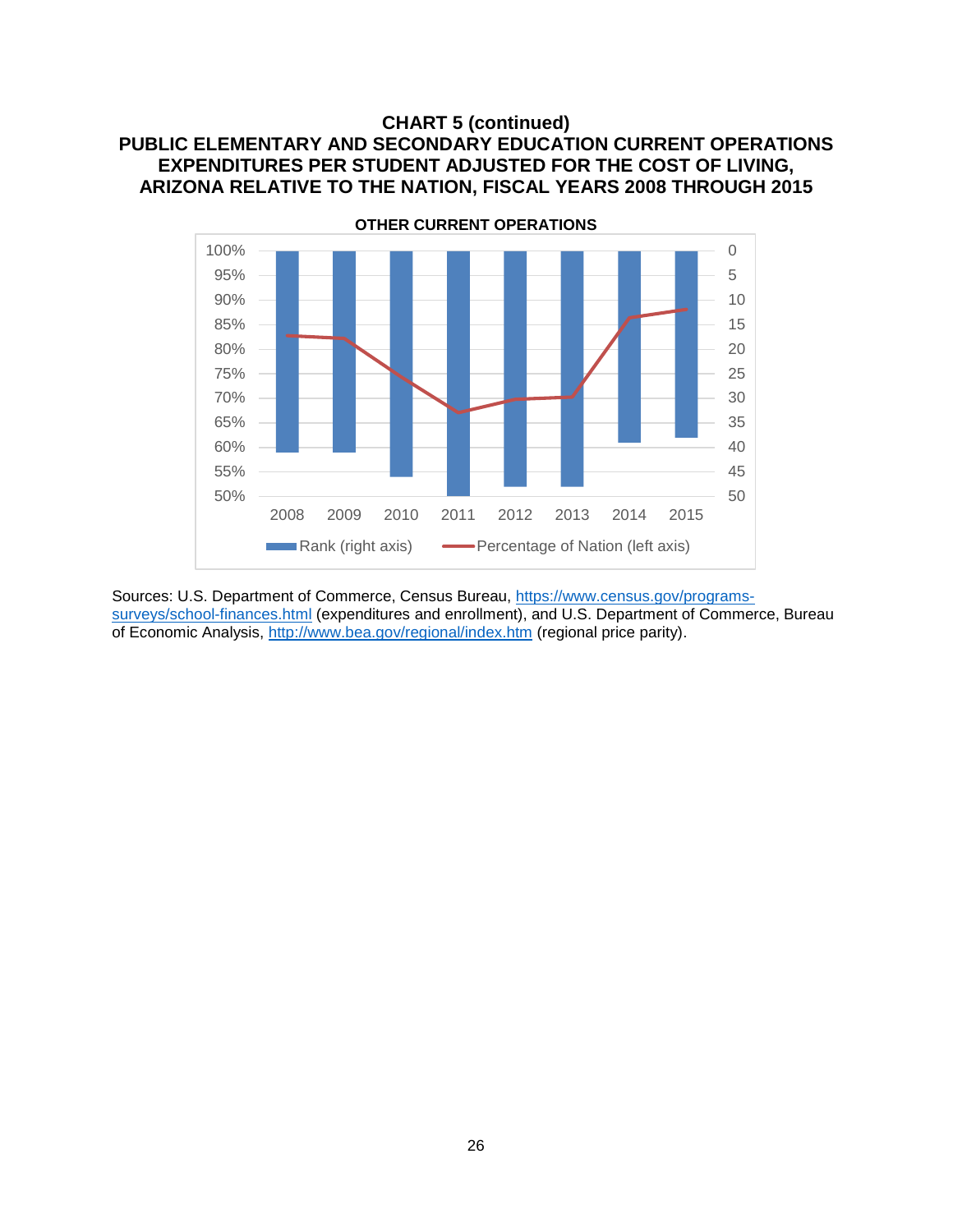**CHART 5 (continued)**
**PUBLIC ELEMENTARY AND SECONDARY EDUCATION CURRENT OPERATIONS EXPENDITURES PER STUDENT ADJUSTED FOR THE COST OF LIVING, ARIZONA RELATIVE TO THE NATION, FISCAL YEARS 2008 THROUGH 2015**

**OTHER CURRENT OPERATIONS**

Rank (right axis) — Percentage of Nation (left axis)

2008 2009 2010 2011 2012 2013 2014 2015

Sources: U.S. Department of Commerce, Census Bureau, https://www.census.gov/programs-surveys/school-finances.html (expenditures and enrollment), and U.S. Department of Commerce, Bureau of Economic Analysis, http://www.bea.gov/regional/index.htm (regional price parity).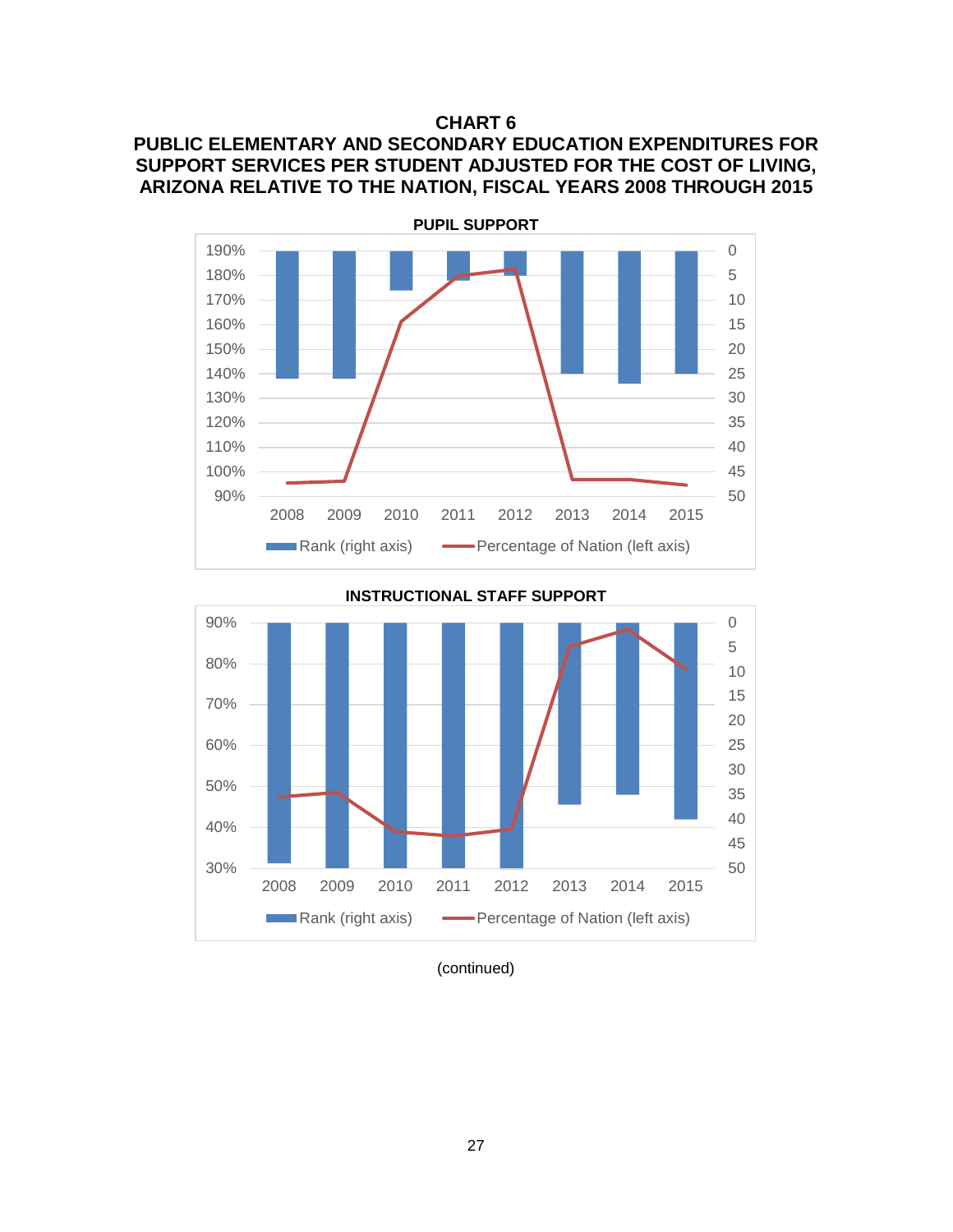# CHART 6

## PUBLIC ELEMENTARY AND SECONDARY EDUCATION EXPENDITURES FOR SUPPORT SERVICES PER STUDENT ADJUSTED FOR THE COST OF LIVING, ARIZONA RELATIVE TO THE NATION, FISCAL YEARS 2008 THROUGH 2015

### PUPIL SUPPORT

Left axis: 90%, 100%, 110%, 120%, 130%, 140%, 150%, 160%, 170%, 180%, 190%

Right axis: 0, 5, 10, 15, 20, 25, 30, 35, 40, 45, 50

Years: 2008, 2009, 2010, 2011, 2012, 2013, 2014, 2015

Legend: Rank (right axis); Percentage of Nation (left axis)

### INSTRUCTIONAL STAFF SUPPORT

Left axis: 30%, 40%, 50%, 60%, 70%, 80%, 90%

Right axis: 0, 5, 10, 15, 20, 25, 30, 35, 40, 45, 50

Years: 2008, 2009, 2010, 2011, 2012, 2013, 2014, 2015

Legend: Rank (right axis); Percentage of Nation (left axis)

(continued)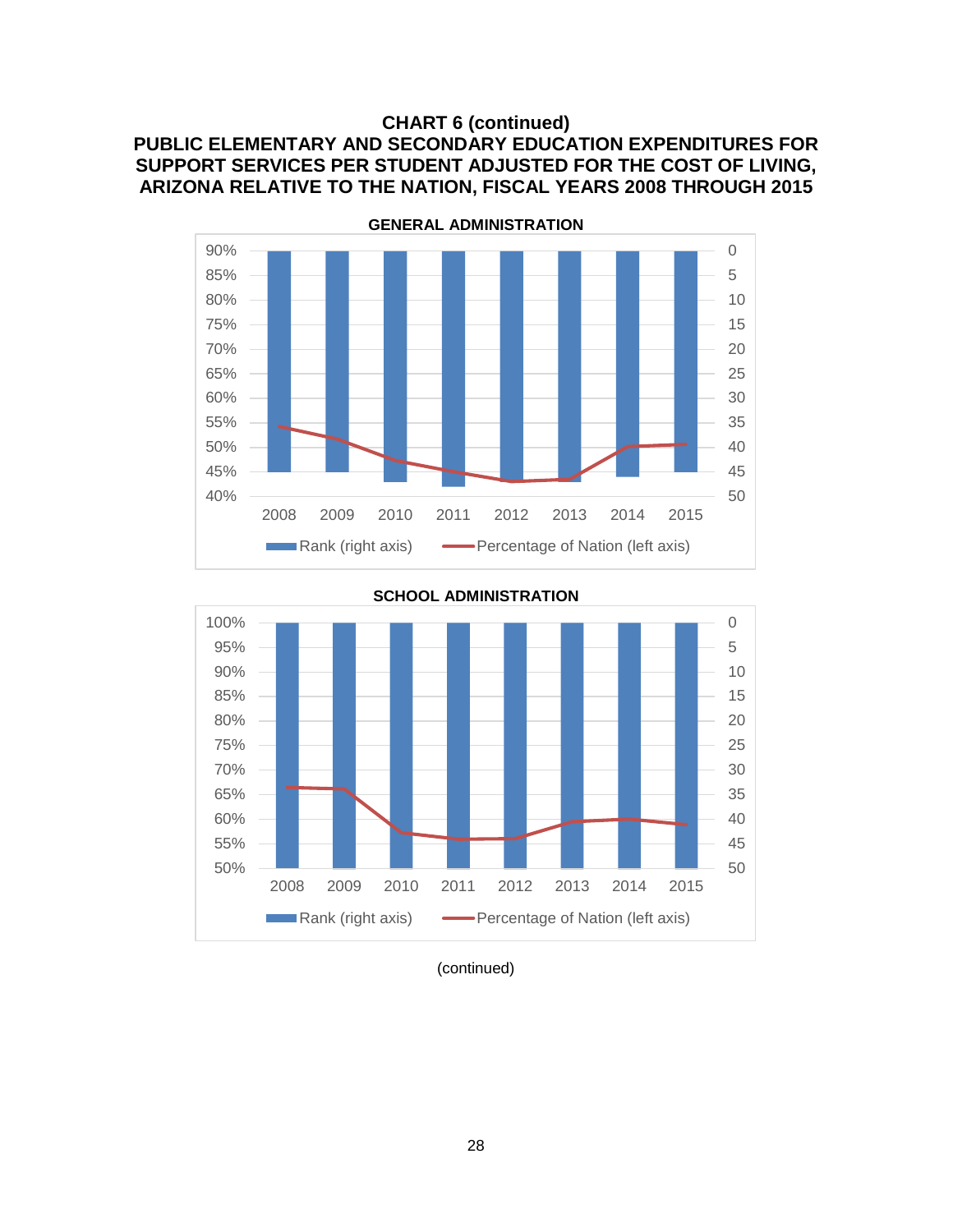**CHART 6 (continued)**
**PUBLIC ELEMENTARY AND SECONDARY EDUCATION EXPENDITURES FOR SUPPORT SERVICES PER STUDENT ADJUSTED FOR THE COST OF LIVING, ARIZONA RELATIVE TO THE NATION, FISCAL YEARS 2008 THROUGH 2015**

**GENERAL ADMINISTRATION**

90%, 85%, 80%, 75%, 70%, 65%, 60%, 55%, 50%, 45%, 40%

0, 5, 10, 15, 20, 25, 30, 35, 40, 45, 50

2008 2009 2010 2011 2012 2013 2014 2015

Rank (right axis) — Percentage of Nation (left axis)

**SCHOOL ADMINISTRATION**

100%, 95%, 90%, 85%, 80%, 75%, 70%, 65%, 60%, 55%, 50%

0, 5, 10, 15, 20, 25, 30, 35, 40, 45, 50

2008 2009 2010 2011 2012 2013 2014 2015

Rank (right axis) — Percentage of Nation (left axis)

(continued)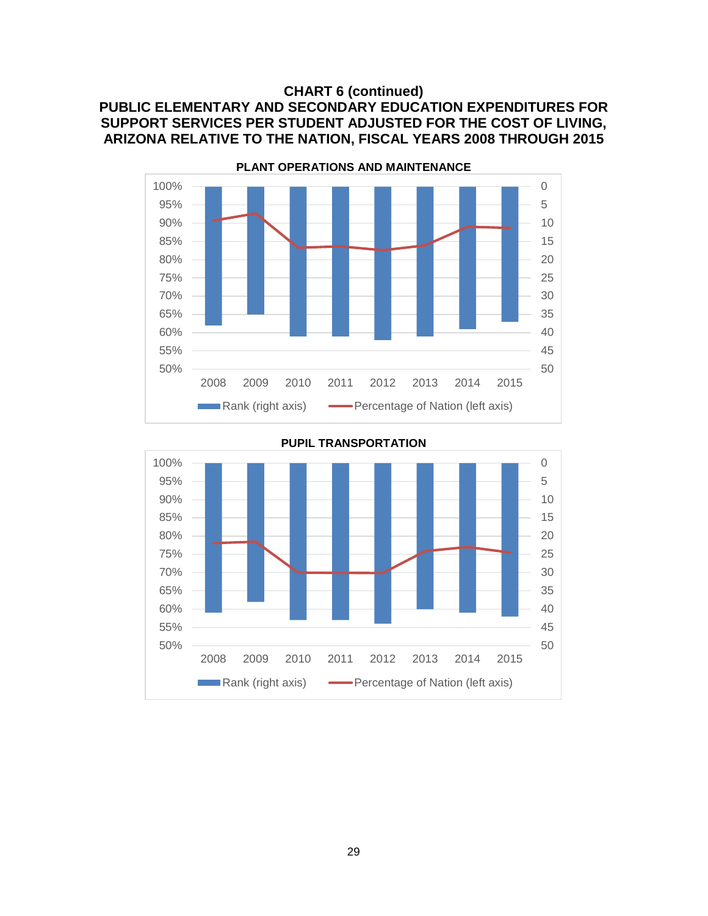**CHART 6 (continued)**
**PUBLIC ELEMENTARY AND SECONDARY EDUCATION EXPENDITURES FOR SUPPORT SERVICES PER STUDENT ADJUSTED FOR THE COST OF LIVING, ARIZONA RELATIVE TO THE NATION, FISCAL YEARS 2008 THROUGH 2015**

**PLANT OPERATIONS AND MAINTENANCE**

**PUPIL TRANSPORTATION**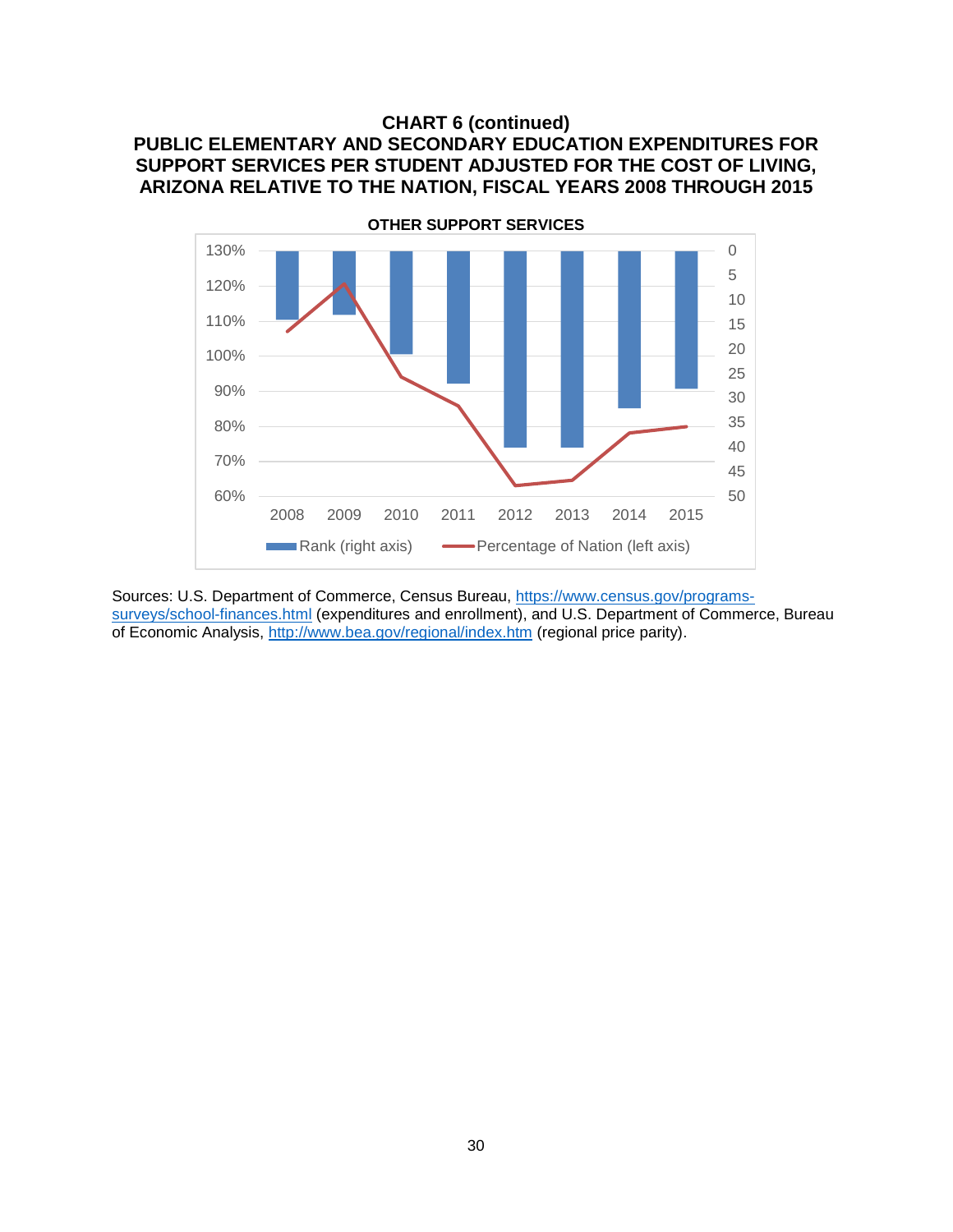**CHART 6 (continued)**

**PUBLIC ELEMENTARY AND SECONDARY EDUCATION EXPENDITURES FOR SUPPORT SERVICES PER STUDENT ADJUSTED FOR THE COST OF LIVING, ARIZONA RELATIVE TO THE NATION, FISCAL YEARS 2008 THROUGH 2015**

**OTHER SUPPORT SERVICES**

130%
120%
110%
100%
90%
80%
70%
60%

0
5
10
15
20
25
30
35
40
45
50

2008 2009 2010 2011 2012 2013 2014 2015

Rank (right axis)
Percentage of Nation (left axis)

Sources: U.S. Department of Commerce, Census Bureau, https://www.census.gov/programs-surveys/school-finances.html (expenditures and enrollment), and U.S. Department of Commerce, Bureau of Economic Analysis, http://www.bea.gov/regional/index.htm (regional price parity).